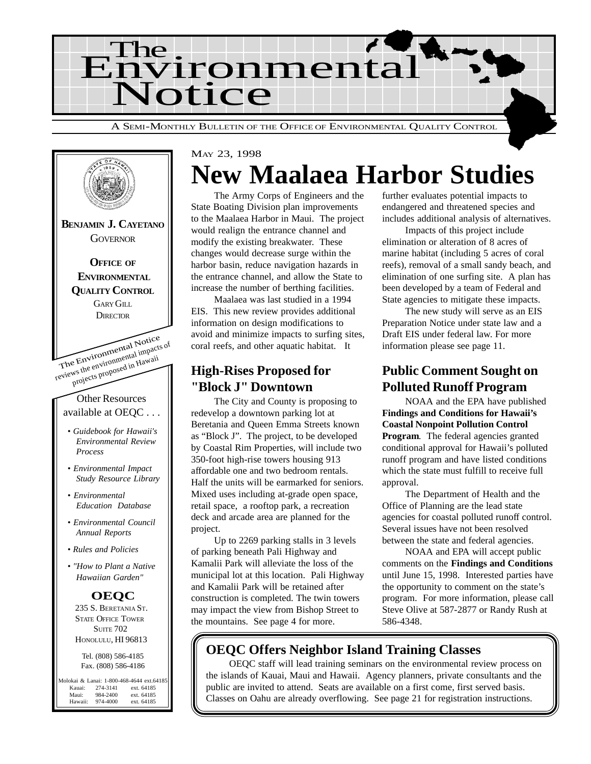# The Environmental Notice

A SEMI-MONTHLY BULLETIN OF THE OFFICE OF ENVIRONMENTAL QUALITY CONTROL

**BENJAMIN J. CAYETANO**
GOVERNOR

**OFFICE OF ENVIRONMENTAL QUALITY CONTROL**
GARY GILL
DIRECTOR

The Environmental Notice reviews the environmental impacts of projects proposed in Hawaii

Other Resources available at OEQC . . .

- *Guidebook for Hawaii's Environmental Review Process*
- *Environmental Impact Study Resource Library*
- *Environmental Education Database*
- *Environmental Council Annual Reports*
- *Rules and Policies*
- *"How to Plant a Native Hawaiian Garden"*

**OEQC**
235 S. BERETANIA ST.
STATE OFFICE TOWER
SUITE 702
HONOLULU, HI 96813

Tel. (808) 586-4185
Fax. (808) 586-4186

Molokai & Lanai: 1-800-468-4644 ext.64185
Kauai: 274-3141 ext. 64185
Maui: 984-2400 ext. 64185
Hawaii: 974-4000 ext. 64185

MAY 23, 1998

# New Maalaea Harbor Studies

The Army Corps of Engineers and the State Boating Division plan improvements to the Maalaea Harbor in Maui. The project would realign the entrance channel and modify the existing breakwater. These changes would decrease surge within the harbor basin, reduce navigation hazards in the entrance channel, and allow the State to increase the number of berthing facilities.

Maalaea was last studied in a 1994 EIS. This new review provides additional information on design modifications to avoid and minimize impacts to surfing sites, coral reefs, and other aquatic habitat. It further evaluates potential impacts to endangered and threatened species and includes additional analysis of alternatives.

Impacts of this project include elimination or alteration of 8 acres of marine habitat (including 5 acres of coral reefs), removal of a small sandy beach, and elimination of one surfing site. A plan has been developed by a team of Federal and State agencies to mitigate these impacts.

The new study will serve as an EIS Preparation Notice under state law and a Draft EIS under federal law. For more information please see page 11.

## High-Rises Proposed for "Block J" Downtown

The City and County is proposing to redevelop a downtown parking lot at Beretania and Queen Emma Streets known as "Block J". The project, to be developed by Coastal Rim Properties, will include two 350-foot high-rise towers housing 913 affordable one and two bedroom rentals. Half the units will be earmarked for seniors. Mixed uses including at-grade open space, retail space, a rooftop park, a recreation deck and arcade area are planned for the project.

Up to 2269 parking stalls in 3 levels of parking beneath Pali Highway and Kamalii Park will alleviate the loss of the municipal lot at this location. Pali Highway and Kamalii Park will be retained after construction is completed. The twin towers may impact the view from Bishop Street to the mountains. See page 4 for more.

## Public Comment Sought on Polluted Runoff Program

NOAA and the EPA have published **Findings and Conditions for Hawaii's Coastal Nonpoint Pollution Control Program**. The federal agencies granted conditional approval for Hawaii's polluted runoff program and have listed conditions which the state must fulfill to receive full approval.

The Department of Health and the Office of Planning are the lead state agencies for coastal polluted runoff control. Several issues have not been resolved between the state and federal agencies.

NOAA and EPA will accept public comments on the **Findings and Conditions** until June 15, 1998. Interested parties have the opportunity to comment on the state's program. For more information, please call Steve Olive at 587-2877 or Randy Rush at 586-4348.

## OEQC Offers Neighbor Island Training Classes

OEQC staff will lead training seminars on the environmental review process on the islands of Kauai, Maui and Hawaii. Agency planners, private consultants and the public are invited to attend. Seats are available on a first come, first served basis. Classes on Oahu are already overflowing. See page 21 for registration instructions.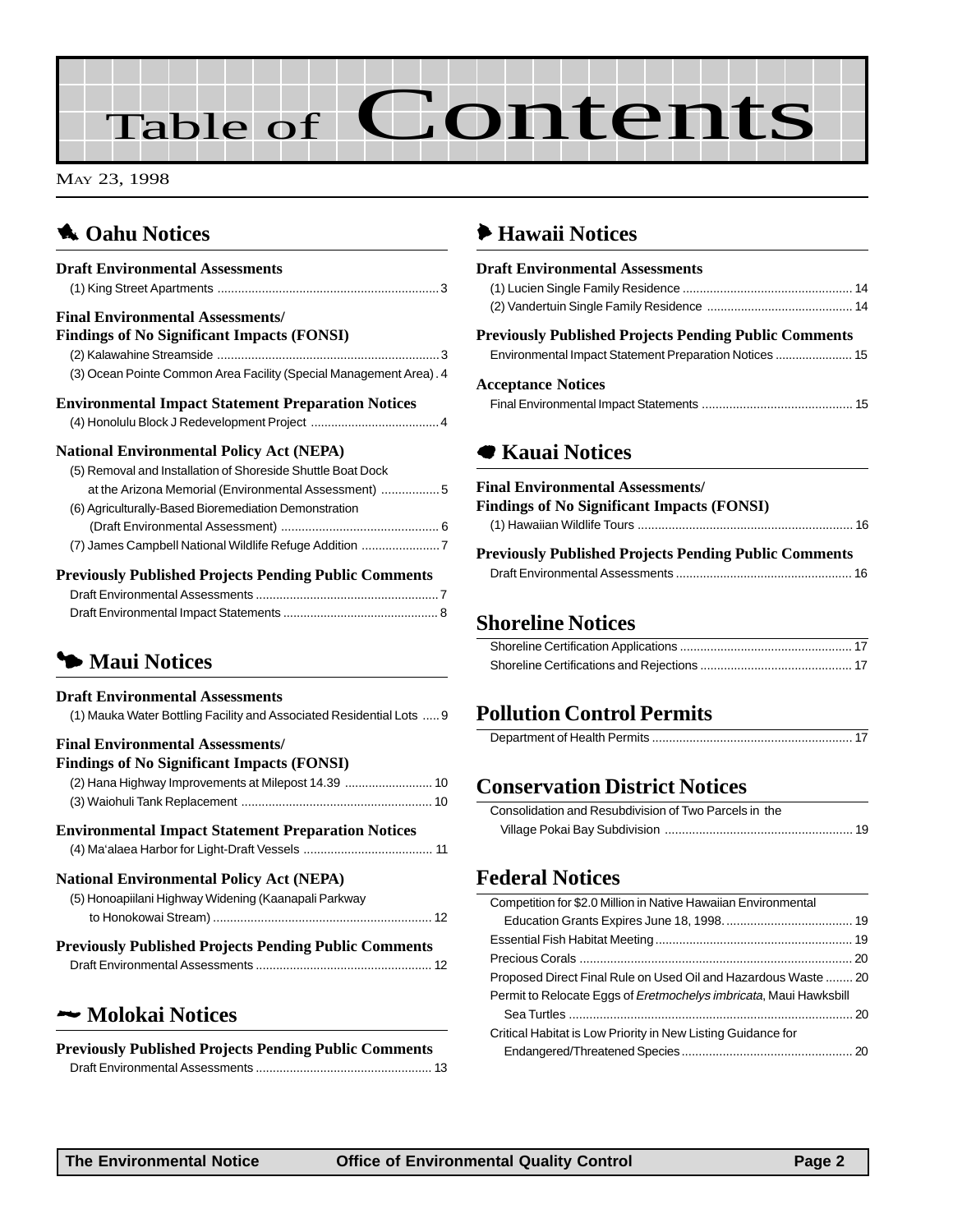# Table of Contents

May 23, 1998

## Oahu Notices

### Draft Environmental Assessments

(1) King Street Apartments .... 3

### Final Environmental Assessments/ Findings of No Significant Impacts (FONSI)

(2) Kalawahine Streamside .... 3

(3) Ocean Pointe Common Area Facility (Special Management Area) . 4

### Environmental Impact Statement Preparation Notices

(4) Honolulu Block J Redevelopment Project .... 4

### National Environmental Policy Act (NEPA)

(5) Removal and Installation of Shoreside Shuttle Boat Dock at the Arizona Memorial (Environmental Assessment) .... 5

(6) Agriculturally-Based Bioremediation Demonstration (Draft Environmental Assessment) .... 6

(7) James Campbell National Wildlife Refuge Addition .... 7

### Previously Published Projects Pending Public Comments

Draft Environmental Assessments .... 7

Draft Environmental Impact Statements .... 8

## Maui Notices

### Draft Environmental Assessments

(1) Mauka Water Bottling Facility and Associated Residential Lots .... 9

### Final Environmental Assessments/ Findings of No Significant Impacts (FONSI)

(2) Hana Highway Improvements at Milepost 14.39 .... 10

(3) Waiohuli Tank Replacement .... 10

### Environmental Impact Statement Preparation Notices

(4) Ma'alaea Harbor for Light-Draft Vessels .... 11

### National Environmental Policy Act (NEPA)

(5) Honoapiilani Highway Widening (Kaanapali Parkway to Honokowai Stream) .... 12

### Previously Published Projects Pending Public Comments

Draft Environmental Assessments .... 12

## Molokai Notices

### Previously Published Projects Pending Public Comments

Draft Environmental Assessments .... 13

## Hawaii Notices

### Draft Environmental Assessments

(1) Lucien Single Family Residence .... 14

(2) Vandertuin Single Family Residence .... 14

### Previously Published Projects Pending Public Comments

Environmental Impact Statement Preparation Notices .... 15

### Acceptance Notices

Final Environmental Impact Statements .... 15

## Kauai Notices

### Final Environmental Assessments/ Findings of No Significant Impacts (FONSI)

(1) Hawaiian Wildlife Tours .... 16

### Previously Published Projects Pending Public Comments

Draft Environmental Assessments .... 16

## Shoreline Notices

Shoreline Certification Applications .... 17

Shoreline Certifications and Rejections .... 17

## Pollution Control Permits

Department of Health Permits .... 17

## Conservation District Notices

Consolidation and Resubdivision of Two Parcels in the Village Pokai Bay Subdivision .... 19

## Federal Notices

Competition for $2.0 Million in Native Hawaiian Environmental Education Grants Expires June 18, 1998. .... 19

Essential Fish Habitat Meeting .... 19

Precious Corals .... 20

Proposed Direct Final Rule on Used Oil and Hazardous Waste .... 20

Permit to Relocate Eggs of *Eretmochelys imbricata*, Maui Hawksbill Sea Turtles .... 20

Critical Habitat is Low Priority in New Listing Guidance for Endangered/Threatened Species .... 20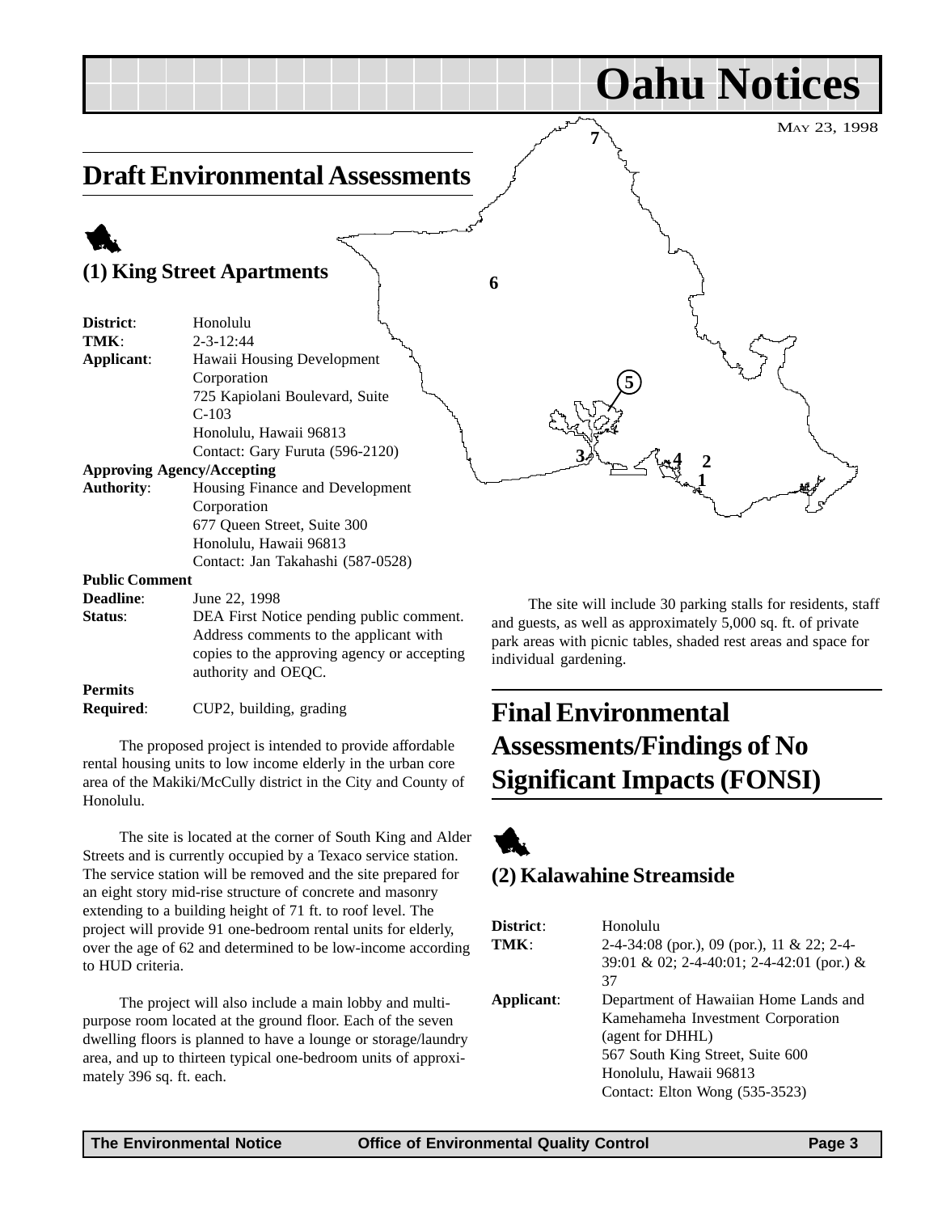# Oahu Notices

MAY 23, 1998

## Draft Environmental Assessments

### (1) King Street Apartments

**District**: Honolulu
**TMK**: 2-3-12:44
**Applicant**: Hawaii Housing Development Corporation
725 Kapiolani Boulevard, Suite C-103
Honolulu, Hawaii 96813
Contact: Gary Furuta (596-2120)

**Approving Agency/Accepting Authority**: Housing Finance and Development Corporation
677 Queen Street, Suite 300
Honolulu, Hawaii 96813
Contact: Jan Takahashi (587-0528)

**Public Comment Deadline**: June 22, 1998
**Status**: DEA First Notice pending public comment. Address comments to the applicant with copies to the approving agency or accepting authority and OEQC.

**Permits Required**: CUP2, building, grading

The proposed project is intended to provide affordable rental housing units to low income elderly in the urban core area of the Makiki/McCully district in the City and County of Honolulu.

The site is located at the corner of South King and Alder Streets and is currently occupied by a Texaco service station. The service station will be removed and the site prepared for an eight story mid-rise structure of concrete and masonry extending to a building height of 71 ft. to roof level. The project will provide 91 one-bedroom rental units for elderly, over the age of 62 and determined to be low-income according to HUD criteria.

The project will also include a main lobby and multi-purpose room located at the ground floor. Each of the seven dwelling floors is planned to have a lounge or storage/laundry area, and up to thirteen typical one-bedroom units of approximately 396 sq. ft. each.

The site will include 30 parking stalls for residents, staff and guests, as well as approximately 5,000 sq. ft. of private park areas with picnic tables, shaded rest areas and space for individual gardening.

## Final Environmental Assessments/Findings of No Significant Impacts (FONSI)

### (2) Kalawahine Streamside

**District**: Honolulu
**TMK**: 2-4-34:08 (por.), 09 (por.), 11 & 22; 2-4-39:01 & 02; 2-4-40:01; 2-4-42:01 (por.) & 37
**Applicant**: Department of Hawaiian Home Lands and Kamehameha Investment Corporation (agent for DHHL)
567 South King Street, Suite 600
Honolulu, Hawaii 96813
Contact: Elton Wong (535-3523)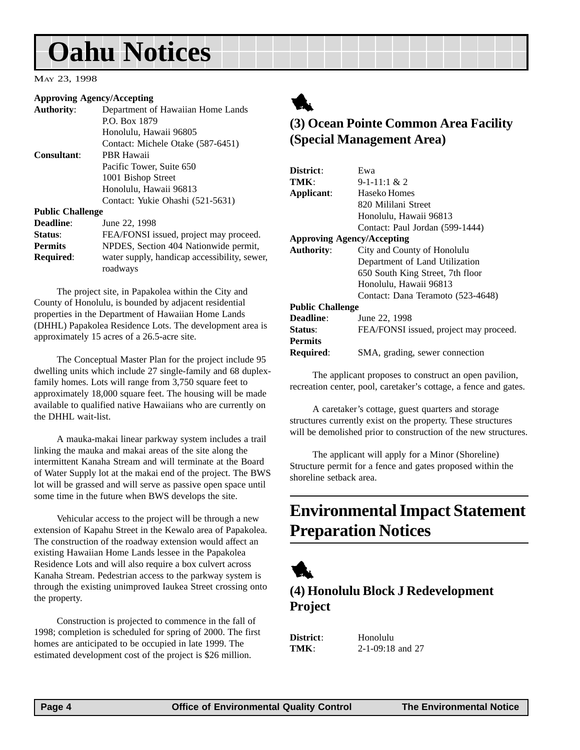# Oahu Notices

May 23, 1998

| | |
|---|---|
| **Approving Agency/Accepting Authority**: | Department of Hawaiian Home Lands<br>P.O. Box 1879<br>Honolulu, Hawaii 96805<br>Contact: Michele Otake (587-6451) |
| **Consultant**: | PBR Hawaii<br>Pacific Tower, Suite 650<br>1001 Bishop Street<br>Honolulu, Hawaii 96813<br>Contact: Yukie Ohashi (521-5631) |
| **Public Challenge Deadline**: | June 22, 1998 |
| **Status**: | FEA/FONSI issued, project may proceed. |
| **Permits Required**: | NPDES, Section 404 Nationwide permit, water supply, handicap accessibility, sewer, roadways |

The project site, in Papakolea within the City and County of Honolulu, is bounded by adjacent residential properties in the Department of Hawaiian Home Lands (DHHL) Papakolea Residence Lots. The development area is approximately 15 acres of a 26.5-acre site.

The Conceptual Master Plan for the project include 95 dwelling units which include 27 single-family and 68 duplex-family homes. Lots will range from 3,750 square feet to approximately 18,000 square feet. The housing will be made available to qualified native Hawaiians who are currently on the DHHL wait-list.

A mauka-makai linear parkway system includes a trail linking the mauka and makai areas of the site along the intermittent Kanaha Stream and will terminate at the Board of Water Supply lot at the makai end of the project. The BWS lot will be grassed and will serve as passive open space until some time in the future when BWS develops the site.

Vehicular access to the project will be through a new extension of Kapahu Street in the Kewalo area of Papakolea. The construction of the roadway extension would affect an existing Hawaiian Home Lands lessee in the Papakolea Residence Lots and will also require a box culvert across Kanaha Stream. Pedestrian access to the parkway system is through the existing unimproved Iaukea Street crossing onto the property.

Construction is projected to commence in the fall of 1998; completion is scheduled for spring of 2000. The first homes are anticipated to be occupied in late 1999. The estimated development cost of the project is $26 million.

### (3) Ocean Pointe Common Area Facility (Special Management Area)

| | |
|---|---|
| **District**: | Ewa |
| **TMK**: | 9-1-11:1 & 2 |
| **Applicant**: | Haseko Homes<br>820 Mililani Street<br>Honolulu, Hawaii 96813<br>Contact: Paul Jordan (599-1444) |
| **Approving Agency/Accepting Authority**: | City and County of Honolulu<br>Department of Land Utilization<br>650 South King Street, 7th floor<br>Honolulu, Hawaii 96813<br>Contact: Dana Teramoto (523-4648) |
| **Public Challenge Deadline**: | June 22, 1998 |
| **Status**: | FEA/FONSI issued, project may proceed. |
| **Permits Required**: | SMA, grading, sewer connection |

The applicant proposes to construct an open pavilion, recreation center, pool, caretaker's cottage, a fence and gates.

A caretaker's cottage, guest quarters and storage structures currently exist on the property. These structures will be demolished prior to construction of the new structures.

The applicant will apply for a Minor (Shoreline) Structure permit for a fence and gates proposed within the shoreline setback area.

## Environmental Impact Statement Preparation Notices

### (4) Honolulu Block J Redevelopment Project

| | |
|---|---|
| **District**: | Honolulu |
| **TMK**: | 2-1-09:18 and 27 |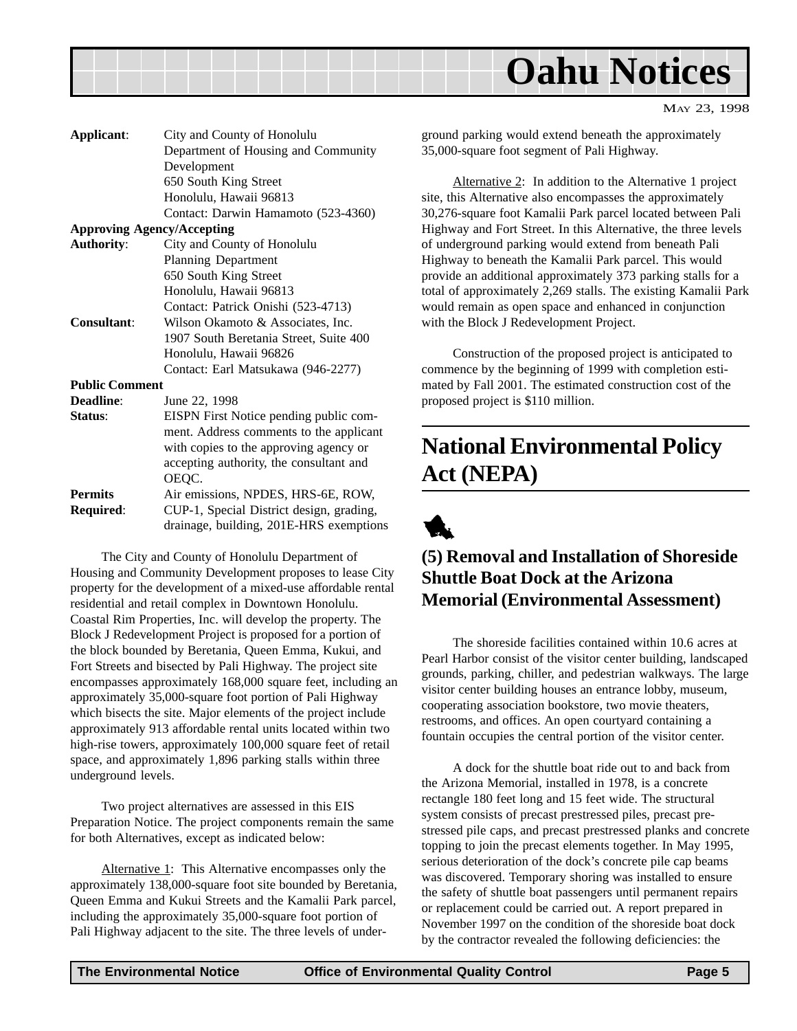| | |
|---|---|
| **Applicant**: | City and County of Honolulu<br>Department of Housing and Community Development<br>650 South King Street<br>Honolulu, Hawaii 96813<br>Contact: Darwin Hamamoto (523-4360) |
| **Approving Agency/Accepting Authority**: | City and County of Honolulu<br>Planning Department<br>650 South King Street<br>Honolulu, Hawaii 96813<br>Contact: Patrick Onishi (523-4713) |
| **Consultant**: | Wilson Okamoto & Associates, Inc.<br>1907 South Beretania Street, Suite 400<br>Honolulu, Hawaii 96826<br>Contact: Earl Matsukawa (946-2277) |
| **Public Comment Deadline**: | June 22, 1998 |
| **Status**: | EISPN First Notice pending public comment. Address comments to the applicant with copies to the approving agency or accepting authority, the consultant and OEQC. |
| **Permits Required**: | Air emissions, NPDES, HRS-6E, ROW, CUP-1, Special District design, grading, drainage, building, 201E-HRS exemptions |

The City and County of Honolulu Department of Housing and Community Development proposes to lease City property for the development of a mixed-use affordable rental residential and retail complex in Downtown Honolulu. Coastal Rim Properties, Inc. will develop the property. The Block J Redevelopment Project is proposed for a portion of the block bounded by Beretania, Queen Emma, Kukui, and Fort Streets and bisected by Pali Highway. The project site encompasses approximately 168,000 square feet, including an approximately 35,000-square foot portion of Pali Highway which bisects the site. Major elements of the project include approximately 913 affordable rental units located within two high-rise towers, approximately 100,000 square feet of retail space, and approximately 1,896 parking stalls within three underground levels.

Two project alternatives are assessed in this EIS Preparation Notice. The project components remain the same for both Alternatives, except as indicated below:

Alternative 1: This Alternative encompasses only the approximately 138,000-square foot site bounded by Beretania, Queen Emma and Kukui Streets and the Kamalii Park parcel, including the approximately 35,000-square foot portion of Pali Highway adjacent to the site. The three levels of underground parking would extend beneath the approximately 35,000-square foot segment of Pali Highway.

Alternative 2: In addition to the Alternative 1 project site, this Alternative also encompasses the approximately 30,276-square foot Kamalii Park parcel located between Pali Highway and Fort Street. In this Alternative, the three levels of underground parking would extend from beneath Pali Highway to beneath the Kamalii Park parcel. This would provide an additional approximately 373 parking stalls for a total of approximately 2,269 stalls. The existing Kamalii Park would remain as open space and enhanced in conjunction with the Block J Redevelopment Project.

Construction of the proposed project is anticipated to commence by the beginning of 1999 with completion estimated by Fall 2001. The estimated construction cost of the proposed project is $110 million.

# National Environmental Policy Act (NEPA)

## (5) Removal and Installation of Shoreside Shuttle Boat Dock at the Arizona Memorial (Environmental Assessment)

The shoreside facilities contained within 10.6 acres at Pearl Harbor consist of the visitor center building, landscaped grounds, parking, chiller, and pedestrian walkways. The large visitor center building houses an entrance lobby, museum, cooperating association bookstore, two movie theaters, restrooms, and offices. An open courtyard containing a fountain occupies the central portion of the visitor center.

A dock for the shuttle boat ride out to and back from the Arizona Memorial, installed in 1978, is a concrete rectangle 180 feet long and 15 feet wide. The structural system consists of precast prestressed piles, precast prestressed pile caps, and precast prestressed planks and concrete topping to join the precast elements together. In May 1995, serious deterioration of the dock's concrete pile cap beams was discovered. Temporary shoring was installed to ensure the safety of shuttle boat passengers until permanent repairs or replacement could be carried out. A report prepared in November 1997 on the condition of the shoreside boat dock by the contractor revealed the following deficiencies: the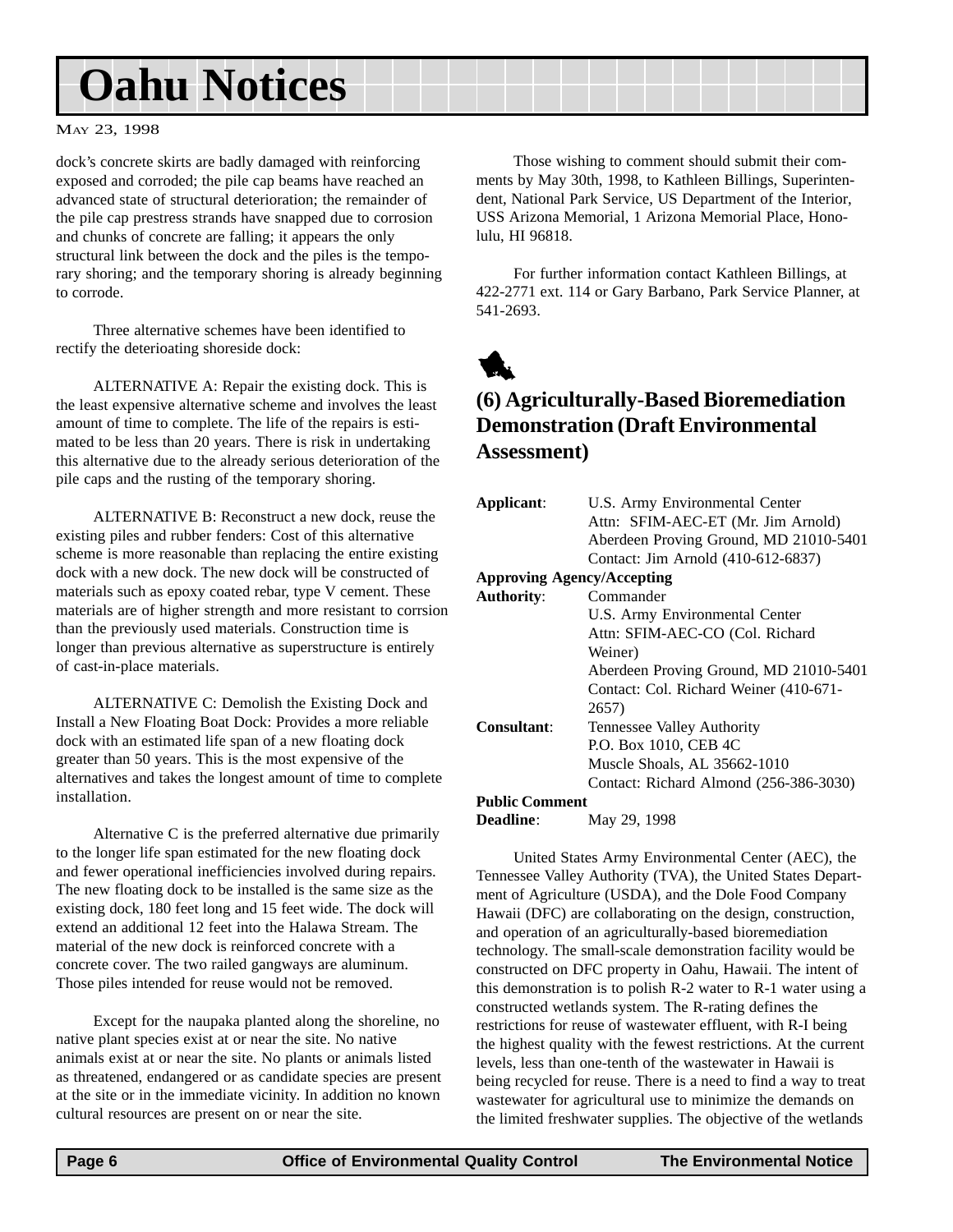dock's concrete skirts are badly damaged with reinforcing exposed and corroded; the pile cap beams have reached an advanced state of structural deterioration; the remainder of the pile cap prestress strands have snapped due to corrosion and chunks of concrete are falling; it appears the only structural link between the dock and the piles is the temporary shoring; and the temporary shoring is already beginning to corrode.

Three alternative schemes have been identified to rectify the deterioating shoreside dock:

ALTERNATIVE A: Repair the existing dock. This is the least expensive alternative scheme and involves the least amount of time to complete. The life of the repairs is estimated to be less than 20 years. There is risk in undertaking this alternative due to the already serious deterioration of the pile caps and the rusting of the temporary shoring.

ALTERNATIVE B: Reconstruct a new dock, reuse the existing piles and rubber fenders: Cost of this alternative scheme is more reasonable than replacing the entire existing dock with a new dock. The new dock will be constructed of materials such as epoxy coated rebar, type V cement. These materials are of higher strength and more resistant to corrsion than the previously used materials. Construction time is longer than previous alternative as superstructure is entirely of cast-in-place materials.

ALTERNATIVE C: Demolish the Existing Dock and Install a New Floating Boat Dock: Provides a more reliable dock with an estimated life span of a new floating dock greater than 50 years. This is the most expensive of the alternatives and takes the longest amount of time to complete installation.

Alternative C is the preferred alternative due primarily to the longer life span estimated for the new floating dock and fewer operational inefficiencies involved during repairs. The new floating dock to be installed is the same size as the existing dock, 180 feet long and 15 feet wide. The dock will extend an additional 12 feet into the Halawa Stream. The material of the new dock is reinforced concrete with a concrete cover. The two railed gangways are aluminum. Those piles intended for reuse would not be removed.

Except for the naupaka planted along the shoreline, no native plant species exist at or near the site. No native animals exist at or near the site. No plants or animals listed as threatened, endangered or as candidate species are present at the site or in the immediate vicinity. In addition no known cultural resources are present on or near the site.

Those wishing to comment should submit their comments by May 30th, 1998, to Kathleen Billings, Superintendent, National Park Service, US Department of the Interior, USS Arizona Memorial, 1 Arizona Memorial Place, Honolulu, HI 96818.

For further information contact Kathleen Billings, at 422-2771 ext. 114 or Gary Barbano, Park Service Planner, at 541-2693.

## (6) Agriculturally-Based Bioremediation Demonstration (Draft Environmental Assessment)

**Applicant**: U.S. Army Environmental Center
Attn: SFIM-AEC-ET (Mr. Jim Arnold)
Aberdeen Proving Ground, MD 21010-5401
Contact: Jim Arnold (410-612-6837)

**Approving Agency/Accepting Authority**: Commander
U.S. Army Environmental Center
Attn: SFIM-AEC-CO (Col. Richard Weiner)
Aberdeen Proving Ground, MD 21010-5401
Contact: Col. Richard Weiner (410-671-2657)

**Consultant**: Tennessee Valley Authority
P.O. Box 1010, CEB 4C
Muscle Shoals, AL 35662-1010
Contact: Richard Almond (256-386-3030)

**Public Comment Deadline**: May 29, 1998

United States Army Environmental Center (AEC), the Tennessee Valley Authority (TVA), the United States Department of Agriculture (USDA), and the Dole Food Company Hawaii (DFC) are collaborating on the design, construction, and operation of an agriculturally-based bioremediation technology. The small-scale demonstration facility would be constructed on DFC property in Oahu, Hawaii. The intent of this demonstration is to polish R-2 water to R-1 water using a constructed wetlands system. The R-rating defines the restrictions for reuse of wastewater effluent, with R-I being the highest quality with the fewest restrictions. At the current levels, less than one-tenth of the wastewater in Hawaii is being recycled for reuse. There is a need to find a way to treat wastewater for agricultural use to minimize the demands on the limited freshwater supplies. The objective of the wetlands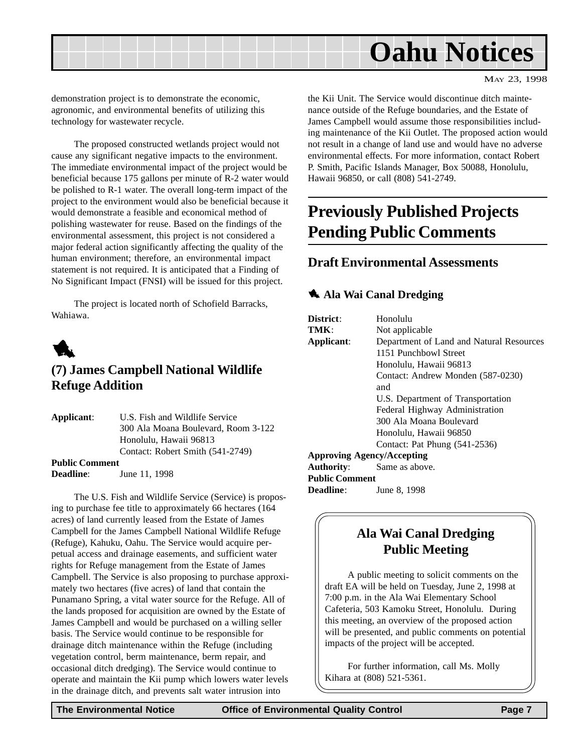demonstration project is to demonstrate the economic, agronomic, and environmental benefits of utilizing this technology for wastewater recycle.

The proposed constructed wetlands project would not cause any significant negative impacts to the environment. The immediate environmental impact of the project would be beneficial because 175 gallons per minute of R-2 water would be polished to R-1 water. The overall long-term impact of the project to the environment would also be beneficial because it would demonstrate a feasible and economical method of polishing wastewater for reuse. Based on the findings of the environmental assessment, this project is not considered a major federal action significantly affecting the quality of the human environment; therefore, an environmental impact statement is not required. It is anticipated that a Finding of No Significant Impact (FNSI) will be issued for this project.

The project is located north of Schofield Barracks, Wahiawa.

### (7) James Campbell National Wildlife Refuge Addition

**Applicant**: U.S. Fish and Wildlife Service
300 Ala Moana Boulevard, Room 3-122
Honolulu, Hawaii 96813
Contact: Robert Smith (541-2749)

**Public Comment Deadline**: June 11, 1998

The U.S. Fish and Wildlife Service (Service) is proposing to purchase fee title to approximately 66 hectares (164 acres) of land currently leased from the Estate of James Campbell for the James Campbell National Wildlife Refuge (Refuge), Kahuku, Oahu. The Service would acquire perpetual access and drainage easements, and sufficient water rights for Refuge management from the Estate of James Campbell. The Service is also proposing to purchase approximately two hectares (five acres) of land that contain the Punamano Spring, a vital water source for the Refuge. All of the lands proposed for acquisition are owned by the Estate of James Campbell and would be purchased on a willing seller basis. The Service would continue to be responsible for drainage ditch maintenance within the Refuge (including vegetation control, berm maintenance, berm repair, and occasional ditch dredging). The Service would continue to operate and maintain the Kii pump which lowers water levels in the drainage ditch, and prevents salt water intrusion into the Kii Unit. The Service would discontinue ditch maintenance outside of the Refuge boundaries, and the Estate of James Campbell would assume those responsibilities including maintenance of the Kii Outlet. The proposed action would not result in a change of land use and would have no adverse environmental effects. For more information, contact Robert P. Smith, Pacific Islands Manager, Box 50088, Honolulu, Hawaii 96850, or call (808) 541-2749.

## Previously Published Projects Pending Public Comments

### Draft Environmental Assessments

#### Ala Wai Canal Dredging

**District**: Honolulu
**TMK**: Not applicable
**Applicant**: Department of Land and Natural Resources
1151 Punchbowl Street
Honolulu, Hawaii 96813
Contact: Andrew Monden (587-0230)
and
U.S. Department of Transportation
Federal Highway Administration
300 Ala Moana Boulevard
Honolulu, Hawaii 96850
Contact: Pat Phung (541-2536)

**Approving Agency/Accepting Authority**: Same as above.

**Public Comment Deadline**: June 8, 1998

#### Ala Wai Canal Dredging Public Meeting

A public meeting to solicit comments on the draft EA will be held on Tuesday, June 2, 1998 at 7:00 p.m. in the Ala Wai Elementary School Cafeteria, 503 Kamoku Street, Honolulu. During this meeting, an overview of the proposed action will be presented, and public comments on potential impacts of the project will be accepted.

For further information, call Ms. Molly Kihara at (808) 521-5361.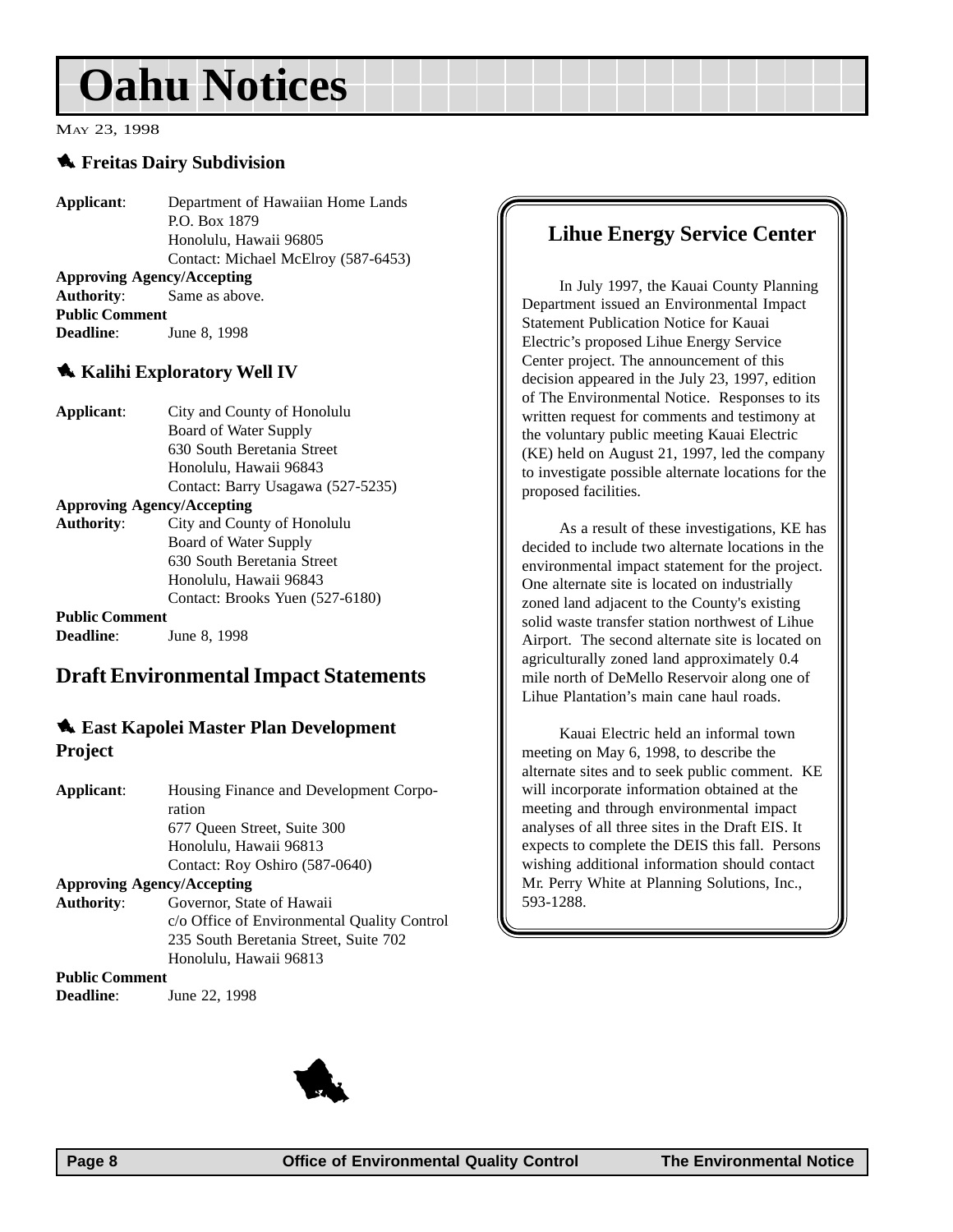# Oahu Notices

May 23, 1998

### Freitas Dairy Subdivision

**Applicant**: Department of Hawaiian Home Lands
P.O. Box 1879
Honolulu, Hawaii 96805
Contact: Michael McElroy (587-6453)

**Approving Agency/Accepting Authority**: Same as above.

**Public Comment Deadline**: June 8, 1998

### Kalihi Exploratory Well IV

**Applicant**: City and County of Honolulu
Board of Water Supply
630 South Beretania Street
Honolulu, Hawaii 96843
Contact: Barry Usagawa (527-5235)

**Approving Agency/Accepting Authority**: City and County of Honolulu
Board of Water Supply
630 South Beretania Street
Honolulu, Hawaii 96843
Contact: Brooks Yuen (527-6180)

**Public Comment Deadline**: June 8, 1998

## Draft Environmental Impact Statements

### East Kapolei Master Plan Development Project

**Applicant**: Housing Finance and Development Corporation
677 Queen Street, Suite 300
Honolulu, Hawaii 96813
Contact: Roy Oshiro (587-0640)

**Approving Agency/Accepting Authority**: Governor, State of Hawaii
c/o Office of Environmental Quality Control
235 South Beretania Street, Suite 702
Honolulu, Hawaii 96813

**Public Comment Deadline**: June 22, 1998

### Lihue Energy Service Center

In July 1997, the Kauai County Planning Department issued an Environmental Impact Statement Publication Notice for Kauai Electric's proposed Lihue Energy Service Center project. The announcement of this decision appeared in the July 23, 1997, edition of The Environmental Notice. Responses to its written request for comments and testimony at the voluntary public meeting Kauai Electric (KE) held on August 21, 1997, led the company to investigate possible alternate locations for the proposed facilities.

As a result of these investigations, KE has decided to include two alternate locations in the environmental impact statement for the project. One alternate site is located on industrially zoned land adjacent to the County's existing solid waste transfer station northwest of Lihue Airport. The second alternate site is located on agriculturally zoned land approximately 0.4 mile north of DeMello Reservoir along one of Lihue Plantation's main cane haul roads.

Kauai Electric held an informal town meeting on May 6, 1998, to describe the alternate sites and to seek public comment. KE will incorporate information obtained at the meeting and through environmental impact analyses of all three sites in the Draft EIS. It expects to complete the DEIS this fall. Persons wishing additional information should contact Mr. Perry White at Planning Solutions, Inc., 593-1288.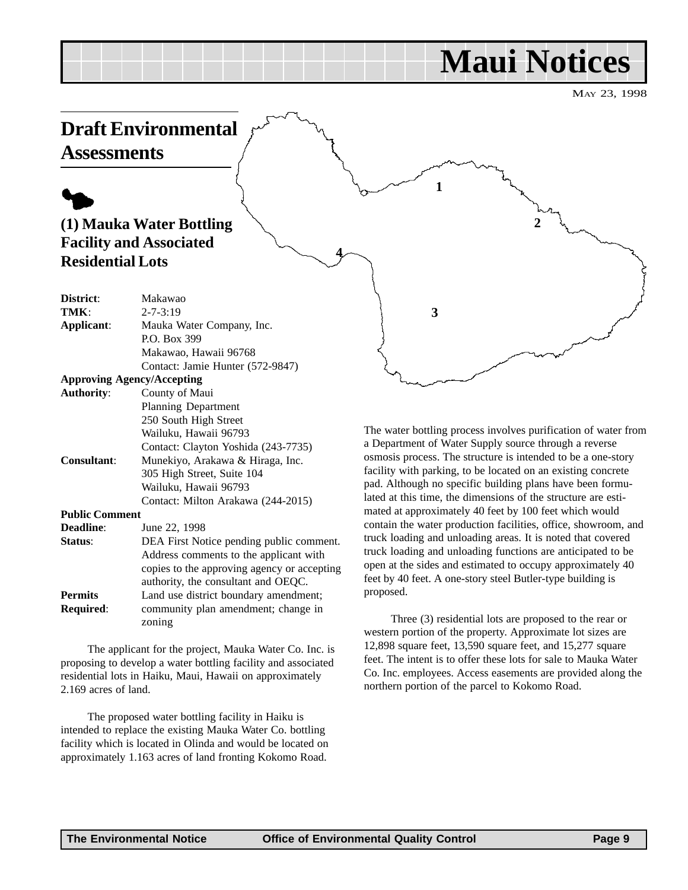# Maui Notices

May 23, 1998

## Draft Environmental Assessments

### (1) Mauka Water Bottling Facility and Associated Residential Lots

| | |
|---|---|
| **District**: | Makawao |
| **TMK**: | 2-7-3:19 |
| **Applicant**: | Mauka Water Company, Inc.<br>P.O. Box 399<br>Makawao, Hawaii 96768<br>Contact: Jamie Hunter (572-9847) |
| **Approving Agency/Accepting Authority**: | County of Maui<br>Planning Department<br>250 South High Street<br>Wailuku, Hawaii 96793<br>Contact: Clayton Yoshida (243-7735) |
| **Consultant**: | Munekiyo, Arakawa & Hiraga, Inc.<br>305 High Street, Suite 104<br>Wailuku, Hawaii 96793<br>Contact: Milton Arakawa (244-2015) |
| **Public Comment Deadline**: | June 22, 1998 |
| **Status**: | DEA First Notice pending public comment. Address comments to the applicant with copies to the approving agency or accepting authority, the consultant and OEQC. |
| **Permits Required**: | Land use district boundary amendment; community plan amendment; change in zoning |

The applicant for the project, Mauka Water Co. Inc. is proposing to develop a water bottling facility and associated residential lots in Haiku, Maui, Hawaii on approximately 2.169 acres of land.

The proposed water bottling facility in Haiku is intended to replace the existing Mauka Water Co. bottling facility which is located in Olinda and would be located on approximately 1.163 acres of land fronting Kokomo Road.

The water bottling process involves purification of water from a Department of Water Supply source through a reverse osmosis process. The structure is intended to be a one-story facility with parking, to be located on an existing concrete pad. Although no specific building plans have been formulated at this time, the dimensions of the structure are estimated at approximately 40 feet by 100 feet which would contain the water production facilities, office, showroom, and truck loading and unloading areas. It is noted that covered truck loading and unloading functions are anticipated to be open at the sides and estimated to occupy approximately 40 feet by 40 feet. A one-story steel Butler-type building is proposed.

Three (3) residential lots are proposed to the rear or western portion of the property. Approximate lot sizes are 12,898 square feet, 13,590 square feet, and 15,277 square feet. The intent is to offer these lots for sale to Mauka Water Co. Inc. employees. Access easements are provided along the northern portion of the parcel to Kokomo Road.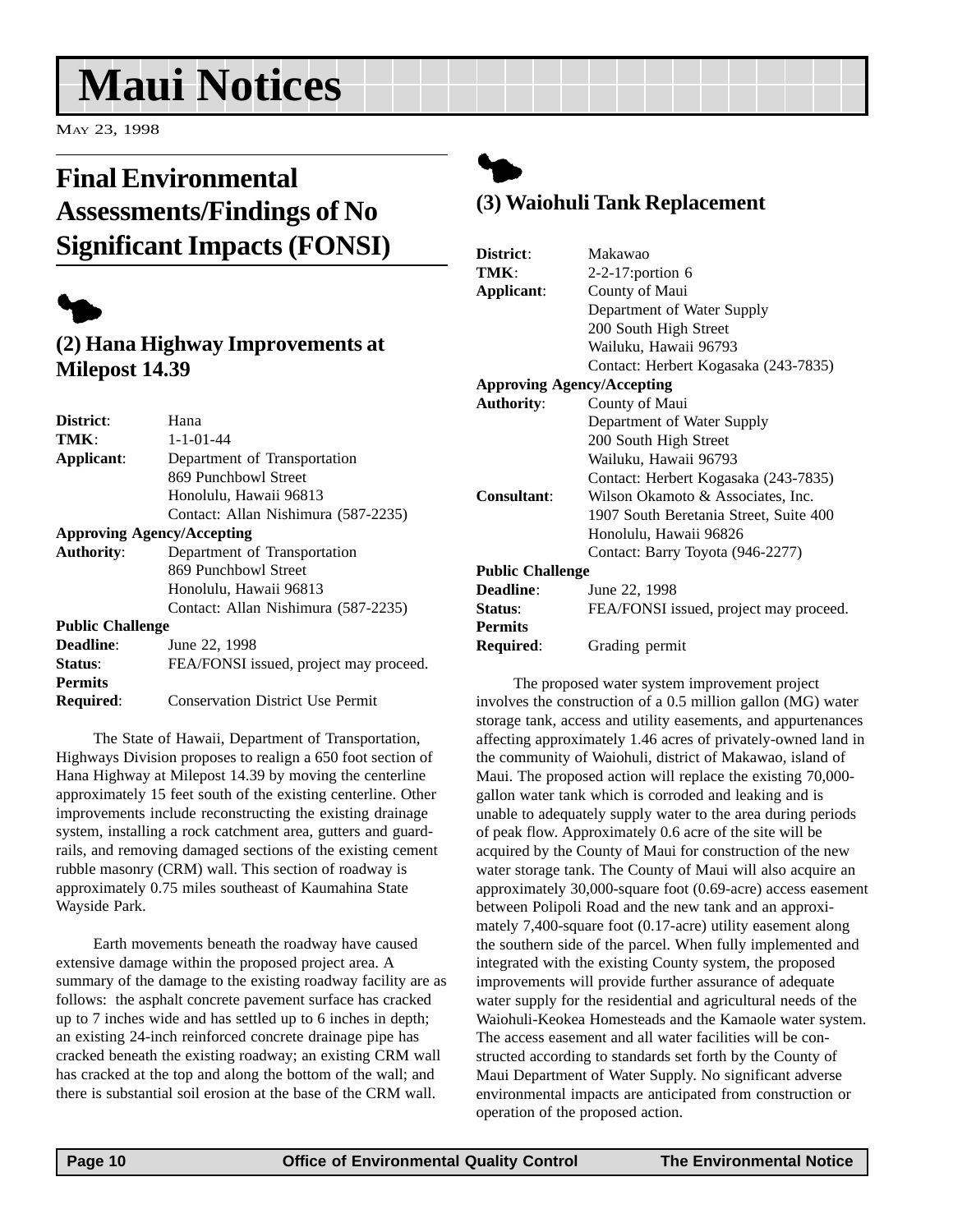# Maui Notices

May 23, 1998

## Final Environmental Assessments/Findings of No Significant Impacts (FONSI)

### (2) Hana Highway Improvements at Milepost 14.39

**District**: Hana
**TMK**: 1-1-01-44
**Applicant**: Department of Transportation
869 Punchbowl Street
Honolulu, Hawaii 96813
Contact: Allan Nishimura (587-2235)
**Approving Agency/Accepting Authority**: Department of Transportation
869 Punchbowl Street
Honolulu, Hawaii 96813
Contact: Allan Nishimura (587-2235)
**Public Challenge Deadline**: June 22, 1998
**Status**: FEA/FONSI issued, project may proceed.
**Permits Required**: Conservation District Use Permit

The State of Hawaii, Department of Transportation, Highways Division proposes to realign a 650 foot section of Hana Highway at Milepost 14.39 by moving the centerline approximately 15 feet south of the existing centerline. Other improvements include reconstructing the existing drainage system, installing a rock catchment area, gutters and guardrails, and removing damaged sections of the existing cement rubble masonry (CRM) wall. This section of roadway is approximately 0.75 miles southeast of Kaumahina State Wayside Park.

Earth movements beneath the roadway have caused extensive damage within the proposed project area. A summary of the damage to the existing roadway facility are as follows: the asphalt concrete pavement surface has cracked up to 7 inches wide and has settled up to 6 inches in depth; an existing 24-inch reinforced concrete drainage pipe has cracked beneath the existing roadway; an existing CRM wall has cracked at the top and along the bottom of the wall; and there is substantial soil erosion at the base of the CRM wall.

### (3) Waiohuli Tank Replacement

**District**: Makawao
**TMK**: 2-2-17:portion 6
**Applicant**: County of Maui
Department of Water Supply
200 South High Street
Wailuku, Hawaii 96793
Contact: Herbert Kogasaka (243-7835)
**Approving Agency/Accepting Authority**: County of Maui
Department of Water Supply
200 South High Street
Wailuku, Hawaii 96793
Contact: Herbert Kogasaka (243-7835)
**Consultant**: Wilson Okamoto & Associates, Inc.
1907 South Beretania Street, Suite 400
Honolulu, Hawaii 96826
Contact: Barry Toyota (946-2277)
**Public Challenge Deadline**: June 22, 1998
**Status**: FEA/FONSI issued, project may proceed.
**Permits Required**: Grading permit

The proposed water system improvement project involves the construction of a 0.5 million gallon (MG) water storage tank, access and utility easements, and appurtenances affecting approximately 1.46 acres of privately-owned land in the community of Waiohuli, district of Makawao, island of Maui. The proposed action will replace the existing 70,000-gallon water tank which is corroded and leaking and is unable to adequately supply water to the area during periods of peak flow. Approximately 0.6 acre of the site will be acquired by the County of Maui for construction of the new water storage tank. The County of Maui will also acquire an approximately 30,000-square foot (0.69-acre) access easement between Polipoli Road and the new tank and an approximately 7,400-square foot (0.17-acre) utility easement along the southern side of the parcel. When fully implemented and integrated with the existing County system, the proposed improvements will provide further assurance of adequate water supply for the residential and agricultural needs of the Waiohuli-Keokea Homesteads and the Kamaole water system. The access easement and all water facilities will be constructed according to standards set forth by the County of Maui Department of Water Supply. No significant adverse environmental impacts are anticipated from construction or operation of the proposed action.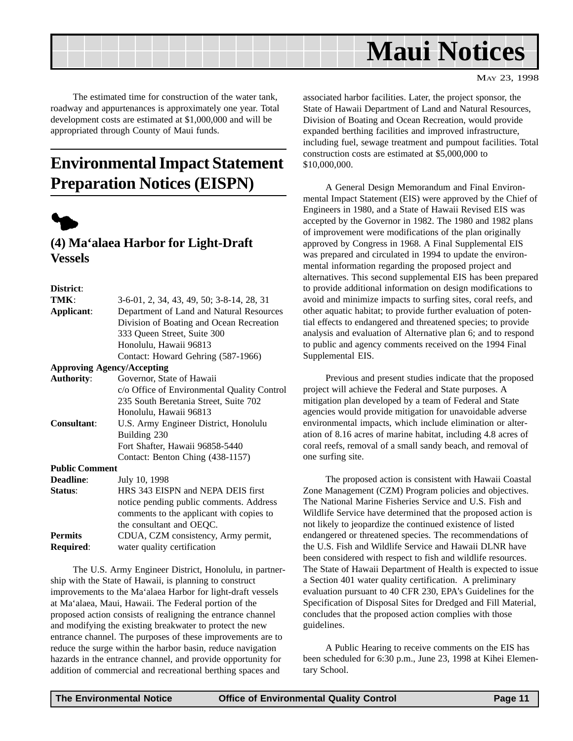The estimated time for construction of the water tank, roadway and appurtenances is approximately one year. Total development costs are estimated at $1,000,000 and will be appropriated through County of Maui funds.

# Environmental Impact Statement Preparation Notices (EISPN)

## (4) Ma'alaea Harbor for Light-Draft Vessels

| | |
|---|---|
| **District**: | |
| **TMK**: | 3-6-01, 2, 34, 43, 49, 50; 3-8-14, 28, 31 |
| **Applicant**: | Department of Land and Natural Resources<br>Division of Boating and Ocean Recreation<br>333 Queen Street, Suite 300<br>Honolulu, Hawaii 96813<br>Contact: Howard Gehring (587-1966) |
| **Approving Agency/Accepting Authority**: | Governor, State of Hawaii<br>c/o Office of Environmental Quality Control<br>235 South Beretania Street, Suite 702<br>Honolulu, Hawaii 96813 |
| **Consultant**: | U.S. Army Engineer District, Honolulu<br>Building 230<br>Fort Shafter, Hawaii 96858-5440<br>Contact: Benton Ching (438-1157) |
| **Public Comment Deadline**: | July 10, 1998 |
| **Status**: | HRS 343 EISPN and NEPA DEIS first notice pending public comments. Address comments to the applicant with copies to the consultant and OEQC. |
| **Permits Required**: | CDUA, CZM consistency, Army permit, water quality certification |

The U.S. Army Engineer District, Honolulu, in partnership with the State of Hawaii, is planning to construct improvements to the Ma'alaea Harbor for light-draft vessels at Ma'alaea, Maui, Hawaii. The Federal portion of the proposed action consists of realigning the entrance channel and modifying the existing breakwater to protect the new entrance channel. The purposes of these improvements are to reduce the surge within the harbor basin, reduce navigation hazards in the entrance channel, and provide opportunity for addition of commercial and recreational berthing spaces and associated harbor facilities. Later, the project sponsor, the State of Hawaii Department of Land and Natural Resources, Division of Boating and Ocean Recreation, would provide expanded berthing facilities and improved infrastructure, including fuel, sewage treatment and pumpout facilities. Total construction costs are estimated at $5,000,000 to $10,000,000.

A General Design Memorandum and Final Environmental Impact Statement (EIS) were approved by the Chief of Engineers in 1980, and a State of Hawaii Revised EIS was accepted by the Governor in 1982. The 1980 and 1982 plans of improvement were modifications of the plan originally approved by Congress in 1968. A Final Supplemental EIS was prepared and circulated in 1994 to update the environmental information regarding the proposed project and alternatives. This second supplemental EIS has been prepared to provide additional information on design modifications to avoid and minimize impacts to surfing sites, coral reefs, and other aquatic habitat; to provide further evaluation of potential effects to endangered and threatened species; to provide analysis and evaluation of Alternative plan 6; and to respond to public and agency comments received on the 1994 Final Supplemental EIS.

Previous and present studies indicate that the proposed project will achieve the Federal and State purposes. A mitigation plan developed by a team of Federal and State agencies would provide mitigation for unavoidable adverse environmental impacts, which include elimination or alteration of 8.16 acres of marine habitat, including 4.8 acres of coral reefs, removal of a small sandy beach, and removal of one surfing site.

The proposed action is consistent with Hawaii Coastal Zone Management (CZM) Program policies and objectives. The National Marine Fisheries Service and U.S. Fish and Wildlife Service have determined that the proposed action is not likely to jeopardize the continued existence of listed endangered or threatened species. The recommendations of the U.S. Fish and Wildlife Service and Hawaii DLNR have been considered with respect to fish and wildlife resources. The State of Hawaii Department of Health is expected to issue a Section 401 water quality certification. A preliminary evaluation pursuant to 40 CFR 230, EPA's Guidelines for the Specification of Disposal Sites for Dredged and Fill Material, concludes that the proposed action complies with those guidelines.

A Public Hearing to receive comments on the EIS has been scheduled for 6:30 p.m., June 23, 1998 at Kihei Elementary School.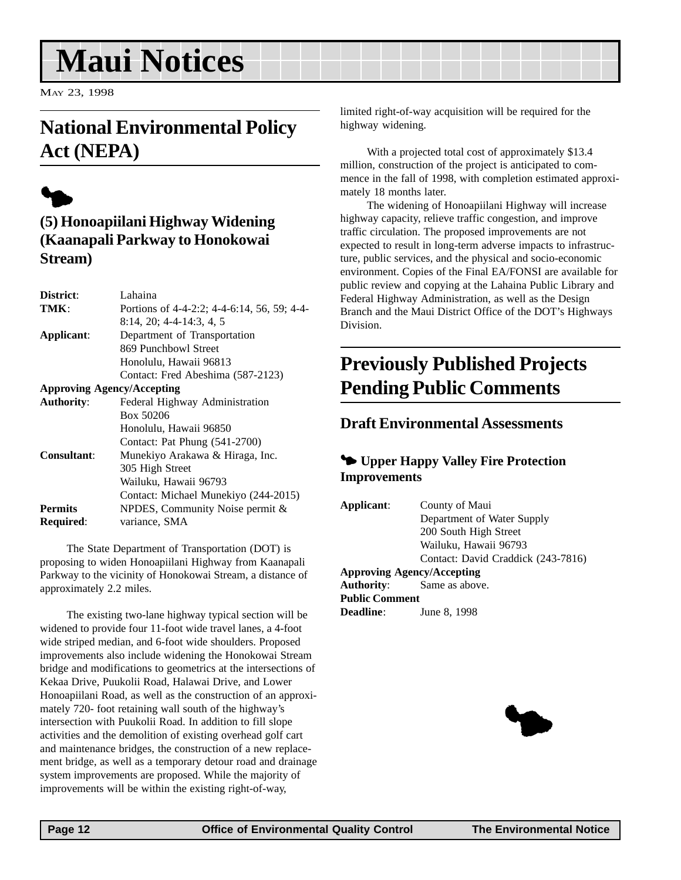# Maui Notices

May 23, 1998

## National Environmental Policy Act (NEPA)

### (5) Honoapiilani Highway Widening (Kaanapali Parkway to Honokowai Stream)

| | |
|---|---|
| **District**: | Lahaina |
| **TMK**: | Portions of 4-4-2:2; 4-4-6:14, 56, 59; 4-4-8:14, 20; 4-4-14:3, 4, 5 |
| **Applicant**: | Department of Transportation<br>869 Punchbowl Street<br>Honolulu, Hawaii 96813<br>Contact: Fred Abeshima (587-2123) |
| **Approving Agency/Accepting Authority**: | Federal Highway Administration<br>Box 50206<br>Honolulu, Hawaii 96850<br>Contact: Pat Phung (541-2700) |
| **Consultant**: | Munekiyo Arakawa & Hiraga, Inc.<br>305 High Street<br>Wailuku, Hawaii 96793<br>Contact: Michael Munekiyo (244-2015) |
| **Permits Required**: | NPDES, Community Noise permit & variance, SMA |

The State Department of Transportation (DOT) is proposing to widen Honoapiilani Highway from Kaanapali Parkway to the vicinity of Honokowai Stream, a distance of approximately 2.2 miles.

The existing two-lane highway typical section will be widened to provide four 11-foot wide travel lanes, a 4-foot wide striped median, and 6-foot wide shoulders. Proposed improvements also include widening the Honokowai Stream bridge and modifications to geometrics at the intersections of Kekaa Drive, Puukolii Road, Halawai Drive, and Lower Honoapiilani Road, as well as the construction of an approximately 720- foot retaining wall south of the highway's intersection with Puukolii Road. In addition to fill slope activities and the demolition of existing overhead golf cart and maintenance bridges, the construction of a new replacement bridge, as well as a temporary detour road and drainage system improvements are proposed. While the majority of improvements will be within the existing right-of-way, limited right-of-way acquisition will be required for the highway widening.

With a projected total cost of approximately $13.4 million, construction of the project is anticipated to commence in the fall of 1998, with completion estimated approximately 18 months later.

The widening of Honoapiilani Highway will increase highway capacity, relieve traffic congestion, and improve traffic circulation. The proposed improvements are not expected to result in long-term adverse impacts to infrastructure, public services, and the physical and socio-economic environment. Copies of the Final EA/FONSI are available for public review and copying at the Lahaina Public Library and Federal Highway Administration, as well as the Design Branch and the Maui District Office of the DOT's Highways Division.

## Previously Published Projects Pending Public Comments

### Draft Environmental Assessments

#### Upper Happy Valley Fire Protection Improvements

| | |
|---|---|
| **Applicant**: | County of Maui<br>Department of Water Supply<br>200 South High Street<br>Wailuku, Hawaii 96793<br>Contact: David Craddick (243-7816) |
| **Approving Agency/Accepting Authority**: | Same as above. |
| **Public Comment Deadline**: | June 8, 1998 |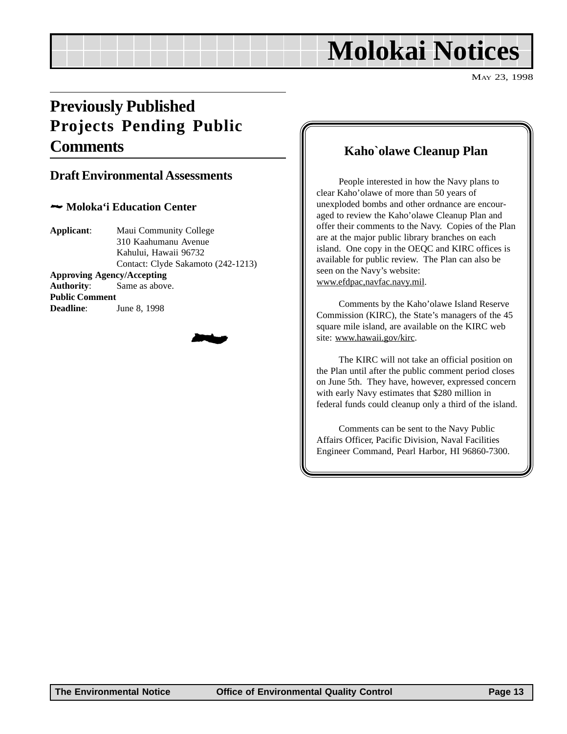# Molokai Notices

May 23, 1998

## Previously Published Projects Pending Public Comments

### Draft Environmental Assessments

#### Moloka'i Education Center

**Applicant**: Maui Community College
310 Kaahumanu Avenue
Kahului, Hawaii 96732
Contact: Clyde Sakamoto (242-1213)

**Approving Agency/Accepting Authority**: Same as above.

**Public Comment Deadline**: June 8, 1998

### Kaho`olawe Cleanup Plan

People interested in how the Navy plans to clear Kaho'olawe of more than 50 years of unexploded bombs and other ordnance are encouraged to review the Kaho'olawe Cleanup Plan and offer their comments to the Navy. Copies of the Plan are at the major public library branches on each island. One copy in the OEQC and KIRC offices is available for public review. The Plan can also be seen on the Navy's website: www.efdpac,navfac.navy.mil.

Comments by the Kaho'olawe Island Reserve Commission (KIRC), the State's managers of the 45 square mile island, are available on the KIRC web site: www.hawaii.gov/kirc.

The KIRC will not take an official position on the Plan until after the public comment period closes on June 5th. They have, however, expressed concern with early Navy estimates that $280 million in federal funds could cleanup only a third of the island.

Comments can be sent to the Navy Public Affairs Officer, Pacific Division, Naval Facilities Engineer Command, Pearl Harbor, HI 96860-7300.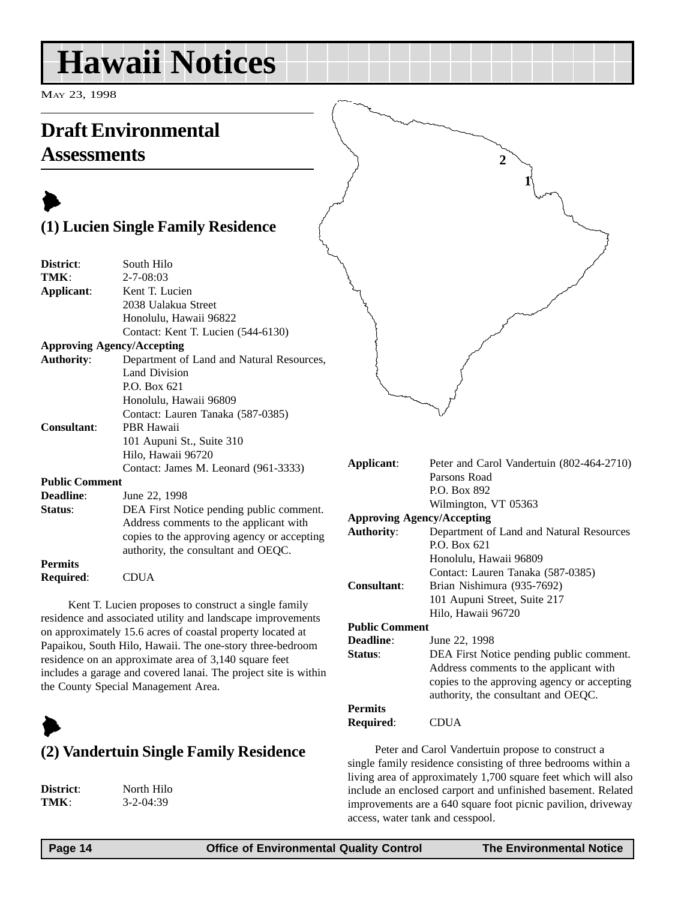# Hawaii Notices

May 23, 1998

## Draft Environmental Assessments

### (1) Lucien Single Family Residence

**District**: South Hilo
**TMK**: 2-7-08:03
**Applicant**: Kent T. Lucien
2038 Ualakua Street
Honolulu, Hawaii 96822
Contact: Kent T. Lucien (544-6130)
**Approving Agency/Accepting Authority**: Department of Land and Natural Resources, Land Division
P.O. Box 621
Honolulu, Hawaii 96809
Contact: Lauren Tanaka (587-0385)
**Consultant**: PBR Hawaii
101 Aupuni St., Suite 310
Hilo, Hawaii 96720
Contact: James M. Leonard (961-3333)
**Public Comment Deadline**: June 22, 1998
**Status**: DEA First Notice pending public comment. Address comments to the applicant with copies to the approving agency or accepting authority, the consultant and OEQC.
**Permits Required**: CDUA

Kent T. Lucien proposes to construct a single family residence and associated utility and landscape improvements on approximately 15.6 acres of coastal property located at Papaikou, South Hilo, Hawaii. The one-story three-bedroom residence on an approximate area of 3,140 square feet includes a garage and covered lanai. The project site is within the County Special Management Area.

### (2) Vandertuin Single Family Residence

**District**: North Hilo
**TMK**: 3-2-04:39
**Applicant**: Peter and Carol Vandertuin (802-464-2710)
Parsons Road
P.O. Box 892
Wilmington, VT 05363
**Approving Agency/Accepting Authority**: Department of Land and Natural Resources
P.O. Box 621
Honolulu, Hawaii 96809
Contact: Lauren Tanaka (587-0385)
**Consultant**: Brian Nishimura (935-7692)
101 Aupuni Street, Suite 217
Hilo, Hawaii 96720
**Public Comment Deadline**: June 22, 1998
**Status**: DEA First Notice pending public comment. Address comments to the applicant with copies to the approving agency or accepting authority, the consultant and OEQC.
**Permits Required**: CDUA

Peter and Carol Vandertuin propose to construct a single family residence consisting of three bedrooms within a living area of approximately 1,700 square feet which will also include an enclosed carport and unfinished basement. Related improvements are a 640 square foot picnic pavilion, driveway access, water tank and cesspool.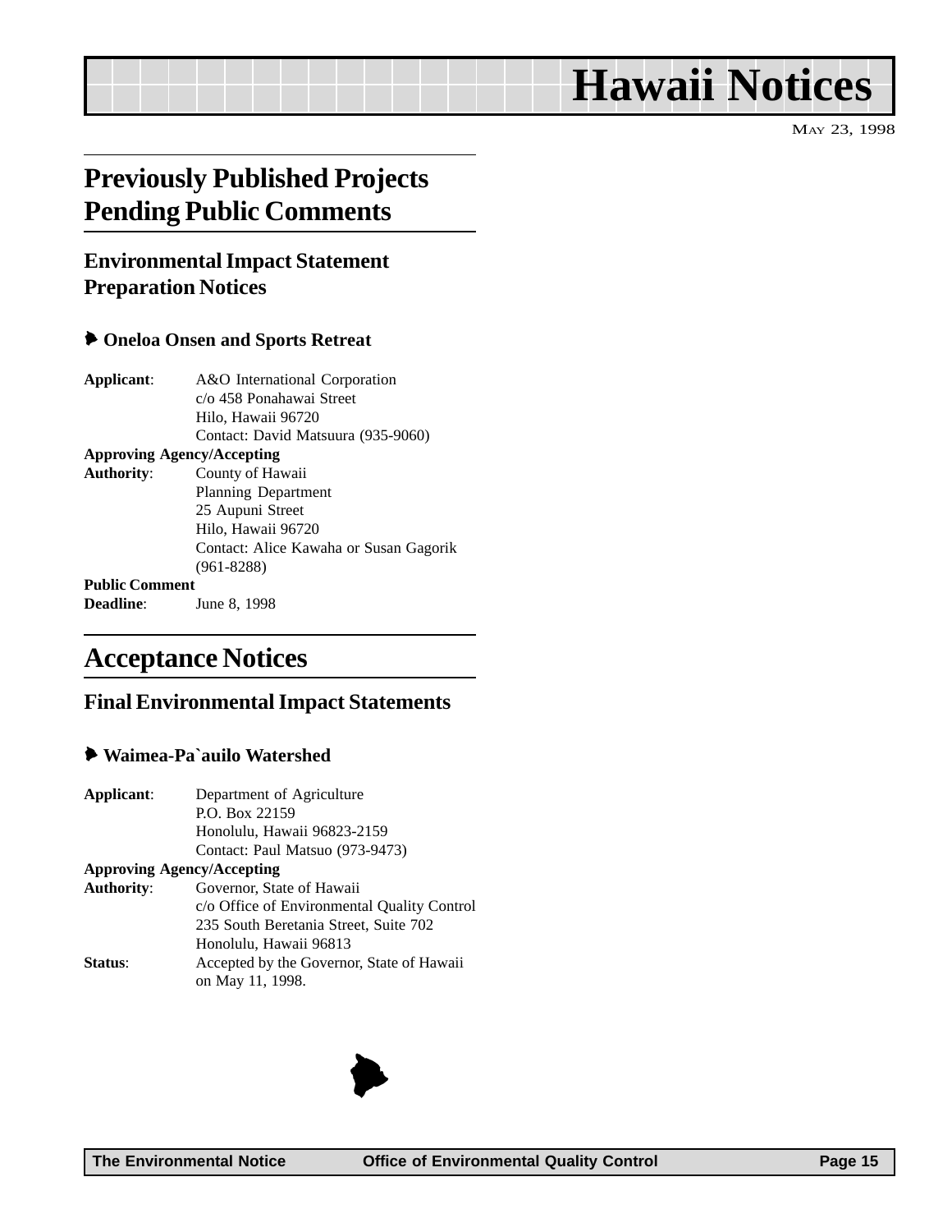# Hawaii Notices

MAY 23, 1998

## Previously Published Projects Pending Public Comments

### Environmental Impact Statement Preparation Notices

#### Oneloa Onsen and Sports Retreat

**Applicant**: A&O International Corporation
c/o 458 Ponahawai Street
Hilo, Hawaii 96720
Contact: David Matsuura (935-9060)

**Approving Agency/Accepting Authority**: County of Hawaii
Planning Department
25 Aupuni Street
Hilo, Hawaii 96720
Contact: Alice Kawaha or Susan Gagorik (961-8288)

**Public Comment Deadline**: June 8, 1998

## Acceptance Notices

### Final Environmental Impact Statements

#### Waimea-Pa`auilo Watershed

**Applicant**: Department of Agriculture
P.O. Box 22159
Honolulu, Hawaii 96823-2159
Contact: Paul Matsuo (973-9473)

**Approving Agency/Accepting Authority**: Governor, State of Hawaii
c/o Office of Environmental Quality Control
235 South Beretania Street, Suite 702
Honolulu, Hawaii 96813

**Status**: Accepted by the Governor, State of Hawaii on May 11, 1998.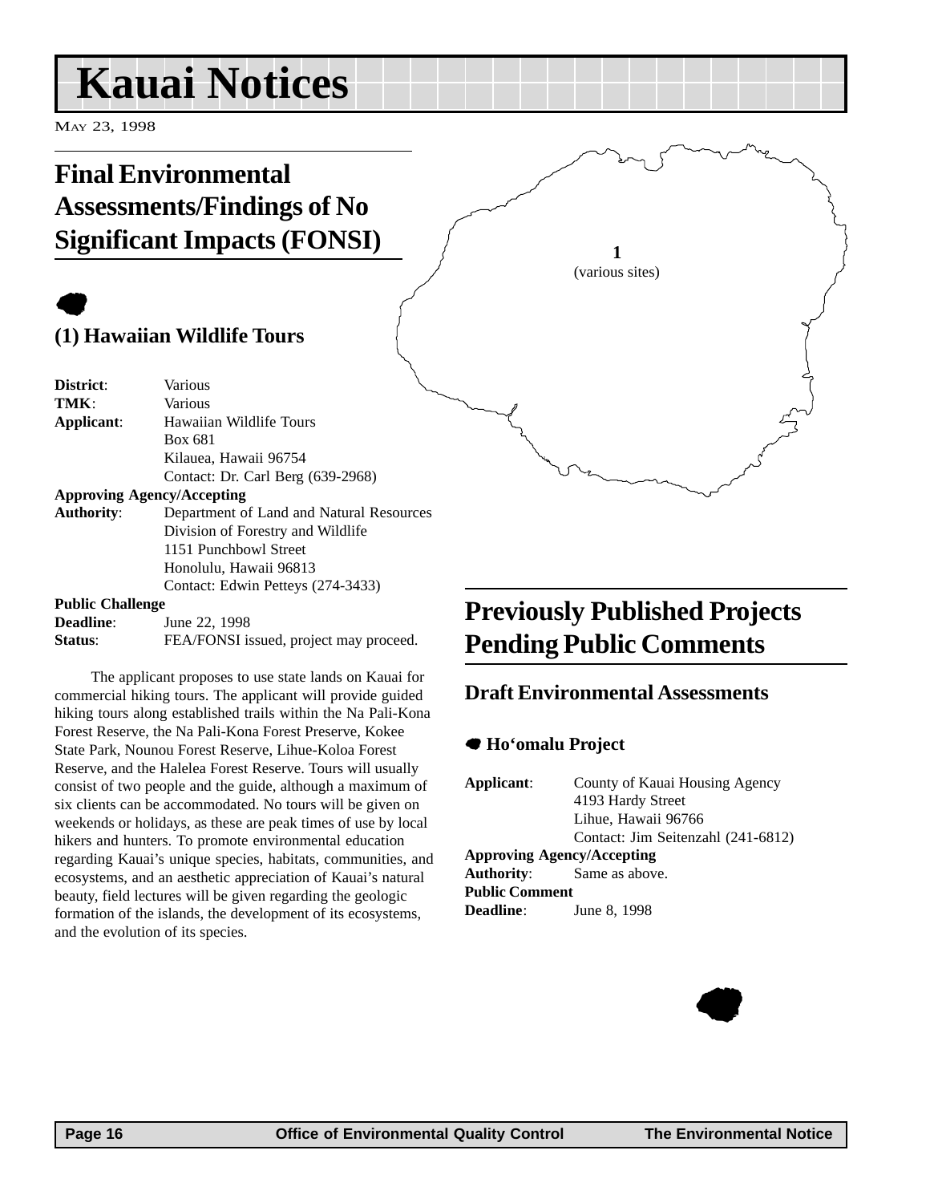# Kauai Notices

May 23, 1998

## Final Environmental Assessments/Findings of No Significant Impacts (FONSI)

### (1) Hawaiian Wildlife Tours

**District**: Various
**TMK**: Various
**Applicant**: Hawaiian Wildlife Tours
Box 681
Kilauea, Hawaii 96754
Contact: Dr. Carl Berg (639-2968)
**Approving Agency/Accepting Authority**: Department of Land and Natural Resources
Division of Forestry and Wildlife
1151 Punchbowl Street
Honolulu, Hawaii 96813
Contact: Edwin Petteys (274-3433)
**Public Challenge Deadline**: June 22, 1998
**Status**: FEA/FONSI issued, project may proceed.

The applicant proposes to use state lands on Kauai for commercial hiking tours. The applicant will provide guided hiking tours along established trails within the Na Pali-Kona Forest Reserve, the Na Pali-Kona Forest Preserve, Kokee State Park, Nounou Forest Reserve, Lihue-Koloa Forest Reserve, and the Halelea Forest Reserve. Tours will usually consist of two people and the guide, although a maximum of six clients can be accommodated. No tours will be given on weekends or holidays, as these are peak times of use by local hikers and hunters. To promote environmental education regarding Kauai's unique species, habitats, communities, and ecosystems, and an aesthetic appreciation of Kauai's natural beauty, field lectures will be given regarding the geologic formation of the islands, the development of its ecosystems, and the evolution of its species.

1
(various sites)

## Previously Published Projects Pending Public Comments

### Draft Environmental Assessments

#### Ho'omalu Project

**Applicant**: County of Kauai Housing Agency
4193 Hardy Street
Lihue, Hawaii 96766
Contact: Jim Seitenzahl (241-6812)
**Approving Agency/Accepting Authority**: Same as above.
**Public Comment Deadline**: June 8, 1998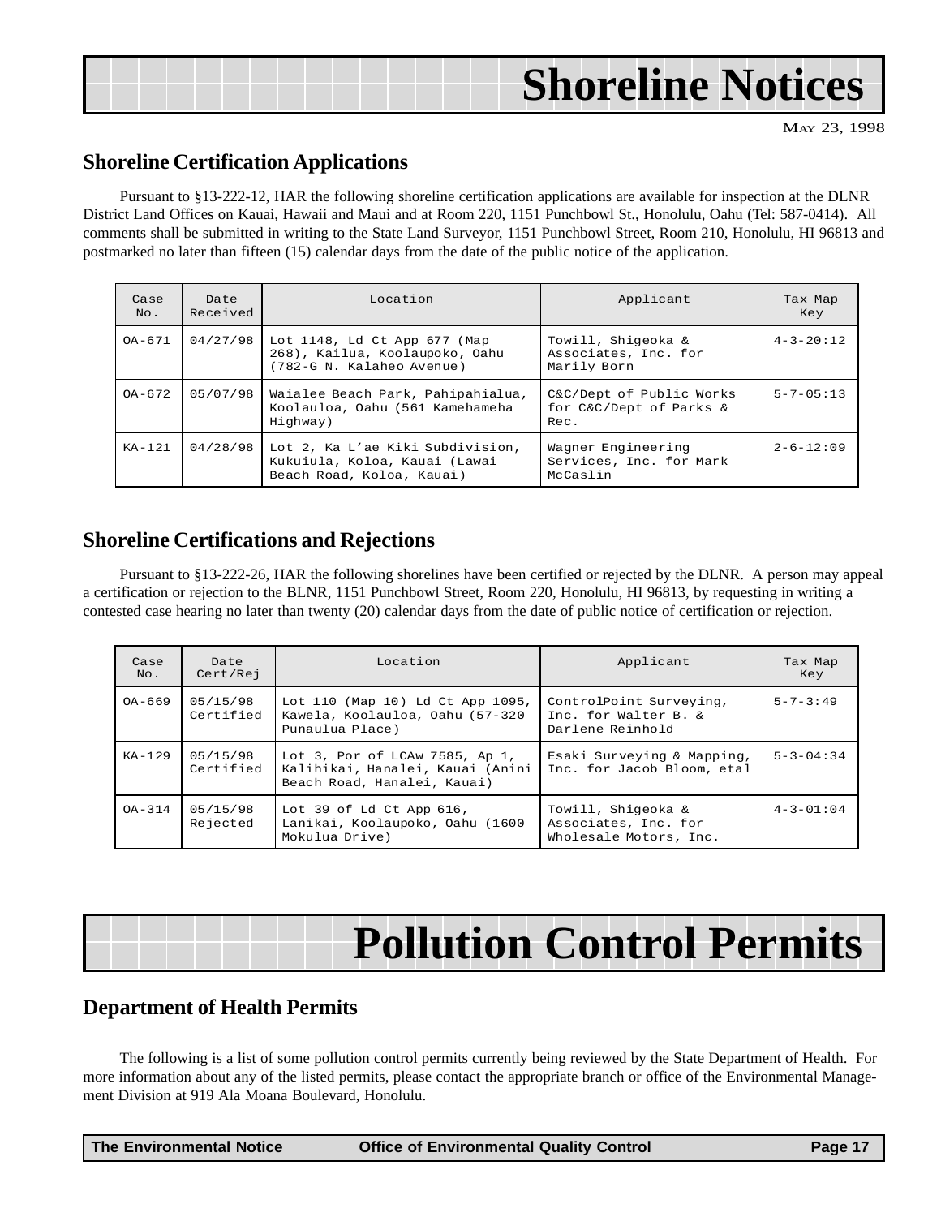# Shoreline Notices

MAY 23, 1998

## Shoreline Certification Applications

Pursuant to §13-222-12, HAR the following shoreline certification applications are available for inspection at the DLNR District Land Offices on Kauai, Hawaii and Maui and at Room 220, 1151 Punchbowl St., Honolulu, Oahu (Tel: 587-0414). All comments shall be submitted in writing to the State Land Surveyor, 1151 Punchbowl Street, Room 210, Honolulu, HI 96813 and postmarked no later than fifteen (15) calendar days from the date of the public notice of the application.

| Case No. | Date Received | Location | Applicant | Tax Map Key |
|---|---|---|---|---|
| OA-671 | 04/27/98 | Lot 1148, Ld Ct App 677 (Map 268), Kailua, Koolaupoko, Oahu (782-G N. Kalaheo Avenue) | Towill, Shigeoka & Associates, Inc. for Marily Born | 4-3-20:12 |
| OA-672 | 05/07/98 | Waialee Beach Park, Pahipahialua, Koolauloa, Oahu (561 Kamehameha Highway) | C&C/Dept of Public Works for C&C/Dept of Parks & Rec. | 5-7-05:13 |
| KA-121 | 04/28/98 | Lot 2, Ka L'ae Kiki Subdivision, Kukuiula, Koloa, Kauai (Lawai Beach Road, Koloa, Kauai) | Wagner Engineering Services, Inc. for Mark McCaslin | 2-6-12:09 |

## Shoreline Certifications and Rejections

Pursuant to §13-222-26, HAR the following shorelines have been certified or rejected by the DLNR. A person may appeal a certification or rejection to the BLNR, 1151 Punchbowl Street, Room 220, Honolulu, HI 96813, by requesting in writing a contested case hearing no later than twenty (20) calendar days from the date of public notice of certification or rejection.

| Case No. | Date Cert/Rej | Location | Applicant | Tax Map Key |
|---|---|---|---|---|
| OA-669 | 05/15/98 Certified | Lot 110 (Map 10) Ld Ct App 1095, Kawela, Koolauloa, Oahu (57-320 Punaulua Place) | ControlPoint Surveying, Inc. for Walter B. & Darlene Reinhold | 5-7-3:49 |
| KA-129 | 05/15/98 Certified | Lot 3, Por of LCAw 7585, Ap 1, Kalihikai, Hanalei, Kauai (Anini Beach Road, Hanalei, Kauai) | Esaki Surveying & Mapping, Inc. for Jacob Bloom, etal | 5-3-04:34 |
| OA-314 | 05/15/98 Rejected | Lot 39 of Ld Ct App 616, Lanikai, Koolaupoko, Oahu (1600 Mokulua Drive) | Towill, Shigeoka & Associates, Inc. for Wholesale Motors, Inc. | 4-3-01:04 |

# Pollution Control Permits

## Department of Health Permits

The following is a list of some pollution control permits currently being reviewed by the State Department of Health. For more information about any of the listed permits, please contact the appropriate branch or office of the Environmental Management Division at 919 Ala Moana Boulevard, Honolulu.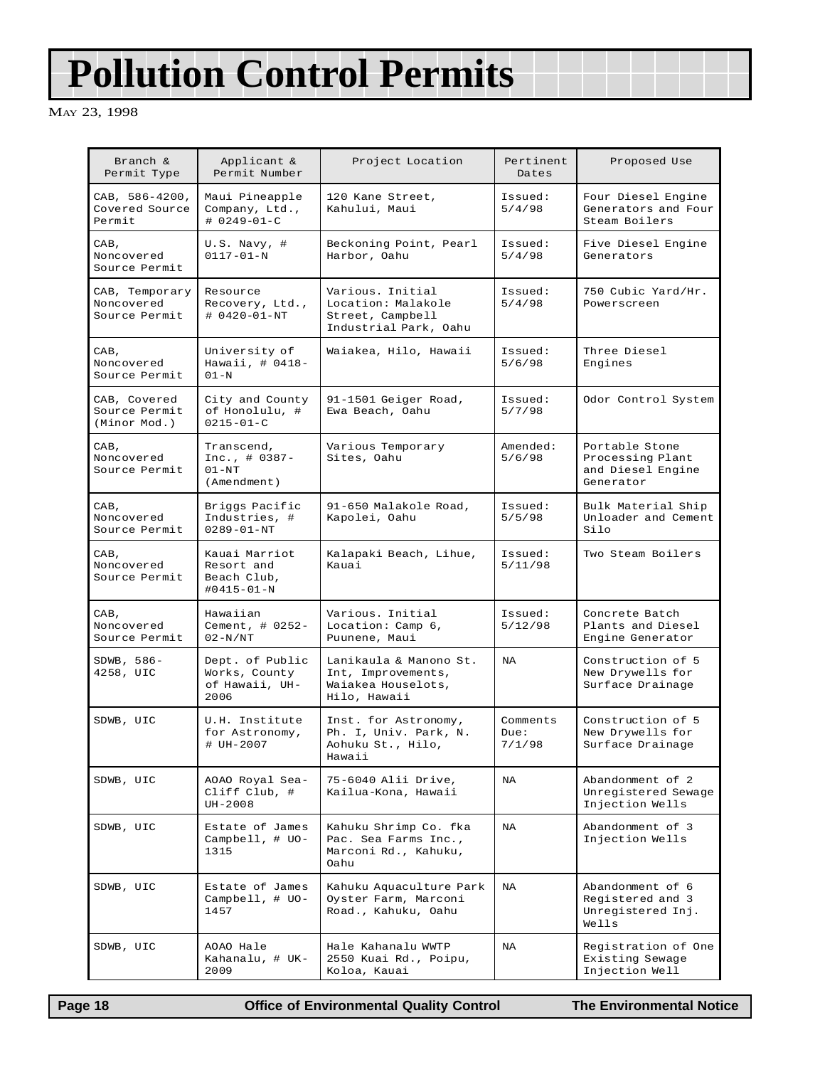# Pollution Control Permits

May 23, 1998

| Branch & Permit Type | Applicant & Permit Number | Project Location | Pertinent Dates | Proposed Use |
|---|---|---|---|---|
| CAB, 586-4200, Covered Source Permit | Maui Pineapple Company, Ltd., # 0249-01-C | 120 Kane Street, Kahului, Maui | Issued: 5/4/98 | Four Diesel Engine Generators and Four Steam Boilers |
| CAB, Noncovered Source Permit | U.S. Navy, # 0117-01-N | Beckoning Point, Pearl Harbor, Oahu | Issued: 5/4/98 | Five Diesel Engine Generators |
| CAB, Temporary Noncovered Source Permit | Resource Recovery, Ltd., # 0420-01-NT | Various. Initial Location: Malakole Street, Campbell Industrial Park, Oahu | Issued: 5/4/98 | 750 Cubic Yard/Hr. Powerscreen |
| CAB, Noncovered Source Permit | University of Hawaii, # 0418-01-N | Waiakea, Hilo, Hawaii | Issued: 5/6/98 | Three Diesel Engines |
| CAB, Covered Source Permit (Minor Mod.) | City and County of Honolulu, # 0215-01-C | 91-1501 Geiger Road, Ewa Beach, Oahu | Issued: 5/7/98 | Odor Control System |
| CAB, Noncovered Source Permit | Transcend, Inc., # 0387-01-NT (Amendment) | Various Temporary Sites, Oahu | Amended: 5/6/98 | Portable Stone Processing Plant and Diesel Engine Generator |
| CAB, Noncovered Source Permit | Briggs Pacific Industries, # 0289-01-NT | 91-650 Malakole Road, Kapolei, Oahu | Issued: 5/5/98 | Bulk Material Ship Unloader and Cement Silo |
| CAB, Noncovered Source Permit | Kauai Marriot Resort and Beach Club, #0415-01-N | Kalapaki Beach, Lihue, Kauai | Issued: 5/11/98 | Two Steam Boilers |
| CAB, Noncovered Source Permit | Hawaiian Cement, # 0252-02-N/NT | Various. Initial Location: Camp 6, Puunene, Maui | Issued: 5/12/98 | Concrete Batch Plants and Diesel Engine Generator |
| SDWB, 586-4258, UIC | Dept. of Public Works, County of Hawaii, UH-2006 | Lanikaula & Manono St. Int, Improvements, Waiakea Houselots, Hilo, Hawaii | NA | Construction of 5 New Drywells for Surface Drainage |
| SDWB, UIC | U.H. Institute for Astronomy, # UH-2007 | Inst. for Astronomy, Ph. I, Univ. Park, N. Aohuku St., Hilo, Hawaii | Comments Due: 7/1/98 | Construction of 5 New Drywells for Surface Drainage |
| SDWB, UIC | AOAO Royal Sea-Cliff Club, # UH-2008 | 75-6040 Alii Drive, Kailua-Kona, Hawaii | NA | Abandonment of 2 Unregistered Sewage Injection Wells |
| SDWB, UIC | Estate of James Campbell, # UO-1315 | Kahuku Shrimp Co. fka Pac. Sea Farms Inc., Marconi Rd., Kahuku, Oahu | NA | Abandonment of 3 Injection Wells |
| SDWB, UIC | Estate of James Campbell, # UO-1457 | Kahuku Aquaculture Park Oyster Farm, Marconi Road., Kahuku, Oahu | NA | Abandonment of 6 Registered and 3 Unregistered Inj. Wells |
| SDWB, UIC | AOAO Hale Kahanalu, # UK-2009 | Hale Kahanalu WWTP 2550 Kuai Rd., Poipu, Koloa, Kauai | NA | Registration of One Existing Sewage Injection Well |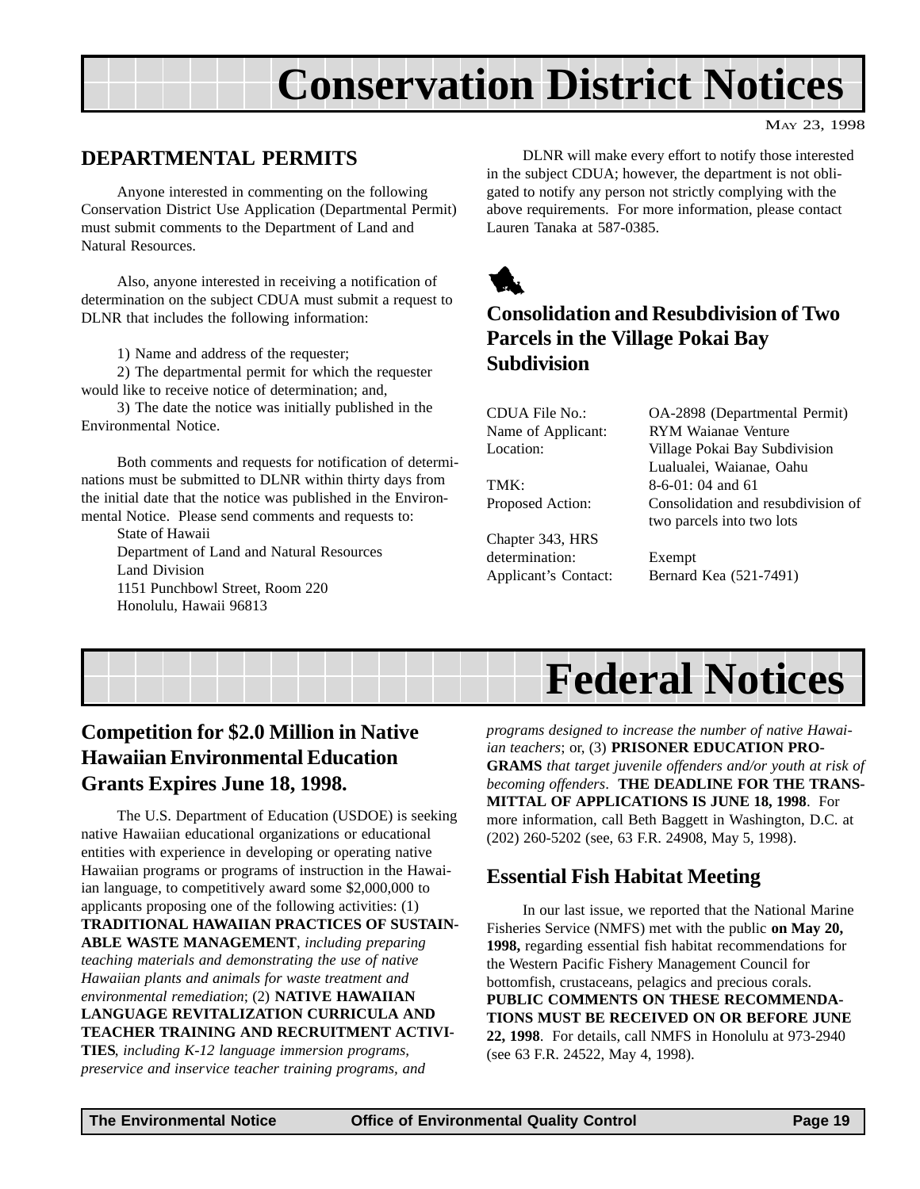# Conservation District Notices

MAY 23, 1998

## DEPARTMENTAL PERMITS

Anyone interested in commenting on the following Conservation District Use Application (Departmental Permit) must submit comments to the Department of Land and Natural Resources.

Also, anyone interested in receiving a notification of determination on the subject CDUA must submit a request to DLNR that includes the following information:

1) Name and address of the requester;
2) The departmental permit for which the requester would like to receive notice of determination; and,
3) The date the notice was initially published in the Environmental Notice.

Both comments and requests for notification of determinations must be submitted to DLNR within thirty days from the initial date that the notice was published in the Environmental Notice. Please send comments and requests to:

State of Hawaii
Department of Land and Natural Resources
Land Division
1151 Punchbowl Street, Room 220
Honolulu, Hawaii 96813

DLNR will make every effort to notify those interested in the subject CDUA; however, the department is not obligated to notify any person not strictly complying with the above requirements. For more information, please contact Lauren Tanaka at 587-0385.

### Consolidation and Resubdivision of Two Parcels in the Village Pokai Bay Subdivision

| | |
|---|---|
| CDUA File No.: | OA-2898 (Departmental Permit) |
| Name of Applicant: | RYM Waianae Venture |
| Location: | Village Pokai Bay Subdivision Lualualei, Waianae, Oahu |
| TMK: | 8-6-01: 04 and 61 |
| Proposed Action: | Consolidation and resubdivision of two parcels into two lots |
| Chapter 343, HRS determination: | Exempt |
| Applicant's Contact: | Bernard Kea (521-7491) |

# Federal Notices

## Competition for $2.0 Million in Native Hawaiian Environmental Education Grants Expires June 18, 1998.

The U.S. Department of Education (USDOE) is seeking native Hawaiian educational organizations or educational entities with experience in developing or operating native Hawaiian programs or programs of instruction in the Hawaiian language, to competitively award some $2,000,000 to applicants proposing one of the following activities: (1) **TRADITIONAL HAWAIIAN PRACTICES OF SUSTAINABLE WASTE MANAGEMENT**, *including preparing teaching materials and demonstrating the use of native Hawaiian plants and animals for waste treatment and environmental remediation*; (2) **NATIVE HAWAIIAN LANGUAGE REVITALIZATION CURRICULA AND TEACHER TRAINING AND RECRUITMENT ACTIVITIES**, *including K-12 language immersion programs, preservice and inservice teacher training programs, and programs designed to increase the number of native Hawaiian teachers*; or, (3) **PRISONER EDUCATION PROGRAMS** *that target juvenile offenders and/or youth at risk of becoming offenders*. **THE DEADLINE FOR THE TRANSMITTAL OF APPLICATIONS IS JUNE 18, 1998**. For more information, call Beth Baggett in Washington, D.C. at (202) 260-5202 (see, 63 F.R. 24908, May 5, 1998).

## Essential Fish Habitat Meeting

In our last issue, we reported that the National Marine Fisheries Service (NMFS) met with the public **on May 20, 1998,** regarding essential fish habitat recommendations for the Western Pacific Fishery Management Council for bottomfish, crustaceans, pelagics and precious corals. **PUBLIC COMMENTS ON THESE RECOMMENDATIONS MUST BE RECEIVED ON OR BEFORE JUNE 22, 1998**. For details, call NMFS in Honolulu at 973-2940 (see 63 F.R. 24522, May 4, 1998).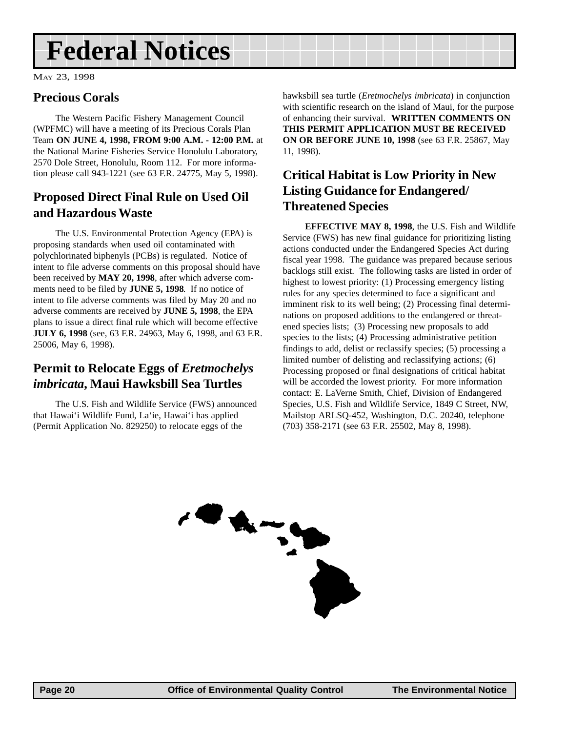# Federal Notices

MAY 23, 1998

## Precious Corals

The Western Pacific Fishery Management Council (WPFMC) will have a meeting of its Precious Corals Plan Team **ON JUNE 4, 1998, FROM 9:00 A.M. - 12:00 P.M.** at the National Marine Fisheries Service Honolulu Laboratory, 2570 Dole Street, Honolulu, Room 112. For more information please call 943-1221 (see 63 F.R. 24775, May 5, 1998).

## Proposed Direct Final Rule on Used Oil and Hazardous Waste

The U.S. Environmental Protection Agency (EPA) is proposing standards when used oil contaminated with polychlorinated biphenyls (PCBs) is regulated. Notice of intent to file adverse comments on this proposal should have been received by **MAY 20, 1998**, after which adverse comments need to be filed by **JUNE 5, 1998**. If no notice of intent to file adverse comments was filed by May 20 and no adverse comments are received by **JUNE 5, 1998**, the EPA plans to issue a direct final rule which will become effective **JULY 6, 1998** (see, 63 F.R. 24963, May 6, 1998, and 63 F.R. 25006, May 6, 1998).

## Permit to Relocate Eggs of *Eretmochelys imbricata*, Maui Hawksbill Sea Turtles

The U.S. Fish and Wildlife Service (FWS) announced that Hawai'i Wildlife Fund, La'ie, Hawai'i has applied (Permit Application No. 829250) to relocate eggs of the hawksbill sea turtle (*Eretmochelys imbricata*) in conjunction with scientific research on the island of Maui, for the purpose of enhancing their survival. **WRITTEN COMMENTS ON THIS PERMIT APPLICATION MUST BE RECEIVED ON OR BEFORE JUNE 10, 1998** (see 63 F.R. 25867, May 11, 1998).

## Critical Habitat is Low Priority in New Listing Guidance for Endangered/ Threatened Species

**EFFECTIVE MAY 8, 1998**, the U.S. Fish and Wildlife Service (FWS) has new final guidance for prioritizing listing actions conducted under the Endangered Species Act during fiscal year 1998. The guidance was prepared because serious backlogs still exist. The following tasks are listed in order of highest to lowest priority: (1) Processing emergency listing rules for any species determined to face a significant and imminent risk to its well being; (2) Processing final determinations on proposed additions to the endangered or threatened species lists; (3) Processing new proposals to add species to the lists; (4) Processing administrative petition findings to add, delist or reclassify species; (5) processing a limited number of delisting and reclassifying actions; (6) Processing proposed or final designations of critical habitat will be accorded the lowest priority. For more information contact: E. LaVerne Smith, Chief, Division of Endangered Species, U.S. Fish and Wildlife Service, 1849 C Street, NW, Mailstop ARLSQ-452, Washington, D.C. 20240, telephone (703) 358-2171 (see 63 F.R. 25502, May 8, 1998).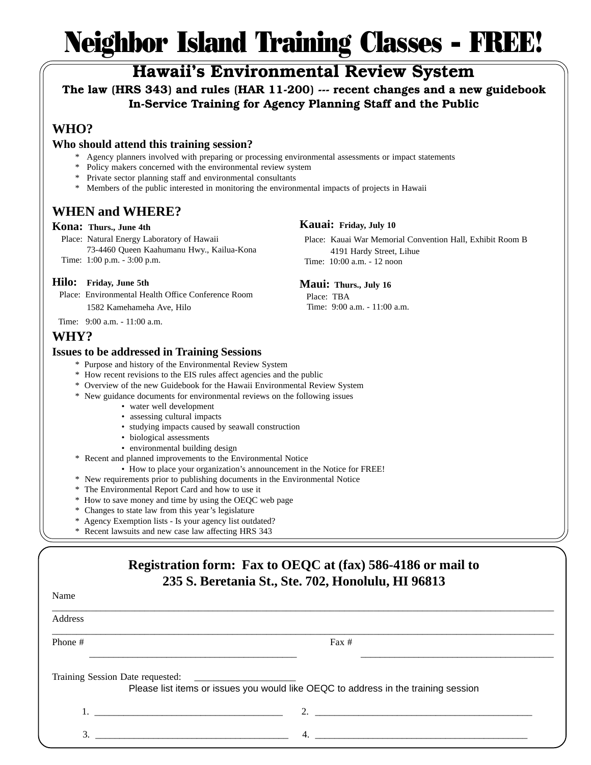# Neighbor Island Training Classes - FREE!

## Hawaii's Environmental Review System

**The law (HRS 343) and rules (HAR 11-200) --- recent changes and a new guidebook**
**In-Service Training for Agency Planning Staff and the Public**

### WHO?

**Who should attend this training session?**

* Agency planners involved with preparing or processing environmental assessments or impact statements
* Policy makers concerned with the environmental review system
* Private sector planning staff and environmental consultants
* Members of the public interested in monitoring the environmental impacts of projects in Hawaii

### WHEN and WHERE?

**Kona: Thurs., June 4th**
Place: Natural Energy Laboratory of Hawaii
73-4460 Queen Kaahumanu Hwy., Kailua-Kona
Time: 1:00 p.m. - 3:00 p.m.

**Hilo: Friday, June 5th**
Place: Environmental Health Office Conference Room
1582 Kamehameha Ave, Hilo
Time: 9:00 a.m. - 11:00 a.m.

**Kauai: Friday, July 10**
Place: Kauai War Memorial Convention Hall, Exhibit Room B
4191 Hardy Street, Lihue
Time: 10:00 a.m. - 12 noon

**Maui: Thurs., July 16**
Place: TBA
Time: 9:00 a.m. - 11:00 a.m.

### WHY?

**Issues to be addressed in Training Sessions**

* Purpose and history of the Environmental Review System
* How recent revisions to the EIS rules affect agencies and the public
* Overview of the new Guidebook for the Hawaii Environmental Review System
* New guidance documents for environmental reviews on the following issues
  * water well development
  * assessing cultural impacts
  * studying impacts caused by seawall construction
  * biological assessments
  * environmental building design
* Recent and planned improvements to the Environmental Notice
  * How to place your organization's announcement in the Notice for FREE!
* New requirements prior to publishing documents in the Environmental Notice
* The Environmental Report Card and how to use it
* How to save money and time by using the OEQC web page
* Changes to state law from this year's legislature
* Agency Exemption lists - Is your agency list outdated?
* Recent lawsuits and new case law affecting HRS 343

---

**Registration form: Fax to OEQC at (fax) 586-4186 or mail to 235 S. Beretania St., Ste. 702, Honolulu, HI 96813**

Name ______________________________________________

Address ______________________________________________

Phone # ____________________ Fax # ____________________

Training Session Date requested: ____________________

Please list items or issues you would like OEQC to address in the training session

1. ____________________ 2. ____________________

3. ____________________ 4. ____________________